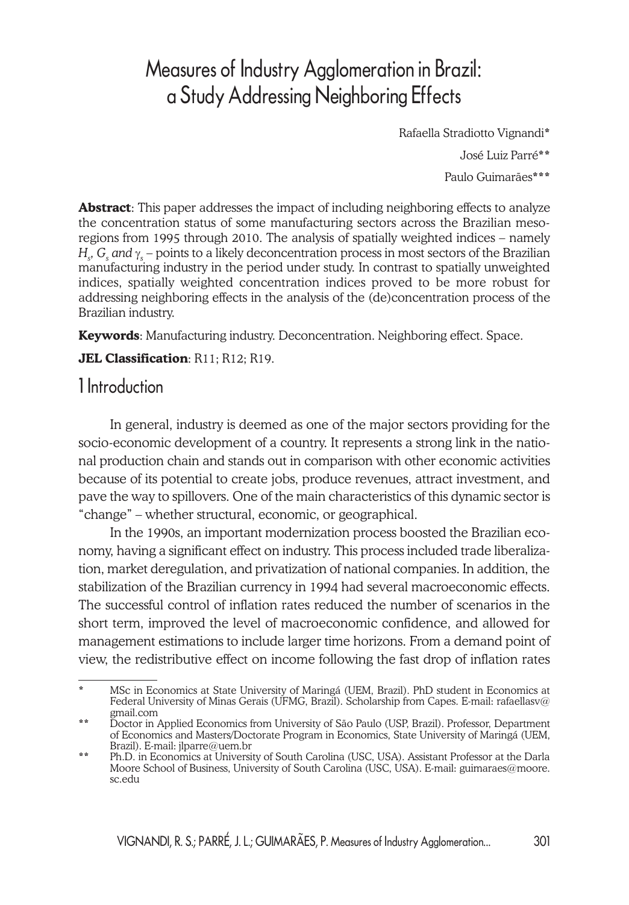# Measures of Industry Agglomeration in Brazil: a Study Addressing Neighboring Effects

Rafaella Stradiotto Vignandi*

José Luiz Parré**

Paulo Guimarães***

**Abstract**: This paper addresses the impact of including neighboring effects to analyze the concentration status of some manufacturing sectors across the Brazilian mesoregions from 1995 through 2010. The analysis of spatially weighted indices – namely $H_s$, $G_s$ *and* $\gamma_s$ – points to a likely deconcentration process in most sectors of the Brazilian manufacturing industry in the period under study. In contrast to spatially unweighted indices, spatially weighted concentration indices proved to be more robust for addressing neighboring effects in the analysis of the (de)concentration process of the Brazilian industry.

**Keywords**: Manufacturing industry. Deconcentration. Neighboring effect. Space.

**JEL Classification**: R11; R12; R19.

## 1 Introduction

In general, industry is deemed as one of the major sectors providing for the socio-economic development of a country. It represents a strong link in the national production chain and stands out in comparison with other economic activities because of its potential to create jobs, produce revenues, attract investment, and pave the way to spillovers. One of the main characteristics of this dynamic sector is "change" – whether structural, economic, or geographical.

In the 1990s, an important modernization process boosted the Brazilian economy, having a significant effect on industry. This process included trade liberalization, market deregulation, and privatization of national companies. In addition, the stabilization of the Brazilian currency in 1994 had several macroeconomic effects. The successful control of inflation rates reduced the number of scenarios in the short term, improved the level of macroeconomic confidence, and allowed for management estimations to include larger time horizons. From a demand point of view, the redistributive effect on income following the fast drop of inflation rates

---

\* MSc in Economics at State University of Maringá (UEM, Brazil). PhD student in Economics at Federal University of Minas Gerais (UFMG, Brazil). Scholarship from Capes. E-mail: rafaellasv@gmail.com

\** Doctor in Applied Economics from University of São Paulo (USP, Brazil). Professor, Department of Economics and Masters/Doctorate Program in Economics, State University of Maringá (UEM, Brazil). E-mail: jlparre@uem.br

\** Ph.D. in Economics at University of South Carolina (USC, USA). Assistant Professor at the Darla Moore School of Business, University of South Carolina (USC, USA). E-mail: guimaraes@moore.sc.edu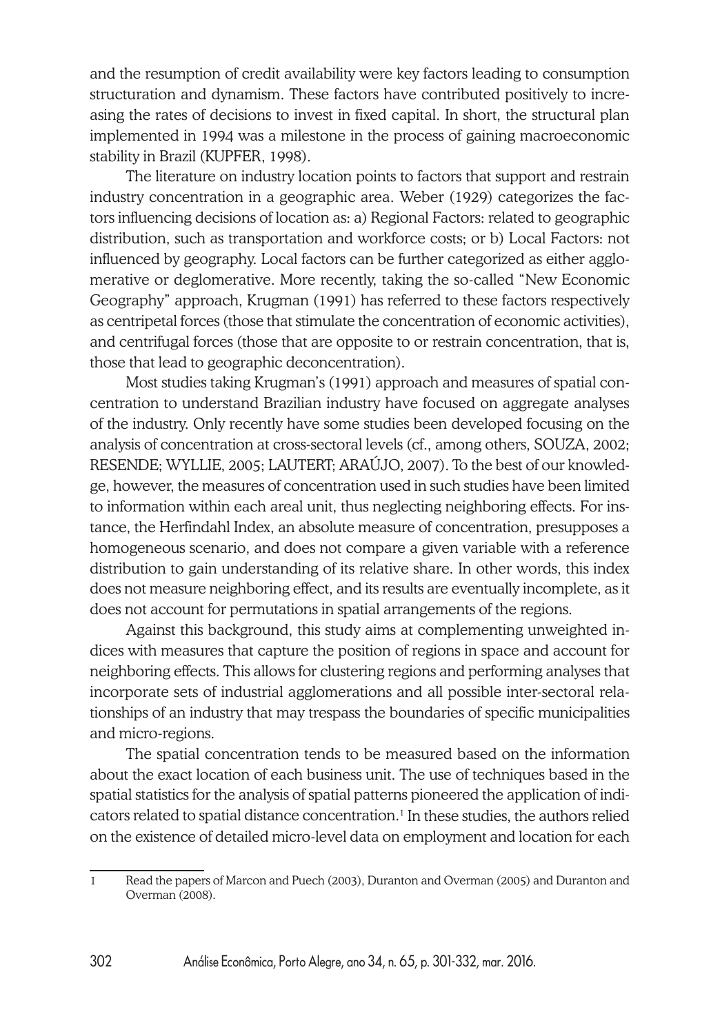and the resumption of credit availability were key factors leading to consumption structuration and dynamism. These factors have contributed positively to increasing the rates of decisions to invest in fixed capital. In short, the structural plan implemented in 1994 was a milestone in the process of gaining macroeconomic stability in Brazil (KUPFER, 1998).

The literature on industry location points to factors that support and restrain industry concentration in a geographic area. Weber (1929) categorizes the factors influencing decisions of location as: a) Regional Factors: related to geographic distribution, such as transportation and workforce costs; or b) Local Factors: not influenced by geography. Local factors can be further categorized as either agglomerative or deglomerative. More recently, taking the so-called "New Economic Geography" approach, Krugman (1991) has referred to these factors respectively as centripetal forces (those that stimulate the concentration of economic activities), and centrifugal forces (those that are opposite to or restrain concentration, that is, those that lead to geographic deconcentration).

Most studies taking Krugman's (1991) approach and measures of spatial concentration to understand Brazilian industry have focused on aggregate analyses of the industry. Only recently have some studies been developed focusing on the analysis of concentration at cross-sectoral levels (cf., among others, SOUZA, 2002; RESENDE; WYLLIE, 2005; LAUTERT; ARAÚJO, 2007). To the best of our knowledge, however, the measures of concentration used in such studies have been limited to information within each areal unit, thus neglecting neighboring effects. For instance, the Herfindahl Index, an absolute measure of concentration, presupposes a homogeneous scenario, and does not compare a given variable with a reference distribution to gain understanding of its relative share. In other words, this index does not measure neighboring effect, and its results are eventually incomplete, as it does not account for permutations in spatial arrangements of the regions.

Against this background, this study aims at complementing unweighted indices with measures that capture the position of regions in space and account for neighboring effects. This allows for clustering regions and performing analyses that incorporate sets of industrial agglomerations and all possible inter-sectoral relationships of an industry that may trespass the boundaries of specific municipalities and micro-regions.

The spatial concentration tends to be measured based on the information about the exact location of each business unit. The use of techniques based in the spatial statistics for the analysis of spatial patterns pioneered the application of indicators related to spatial distance concentration.[1] In these studies, the authors relied on the existence of detailed micro-level data on employment and location for each

---

[1] Read the papers of Marcon and Puech (2003), Duranton and Overman (2005) and Duranton and Overman (2008).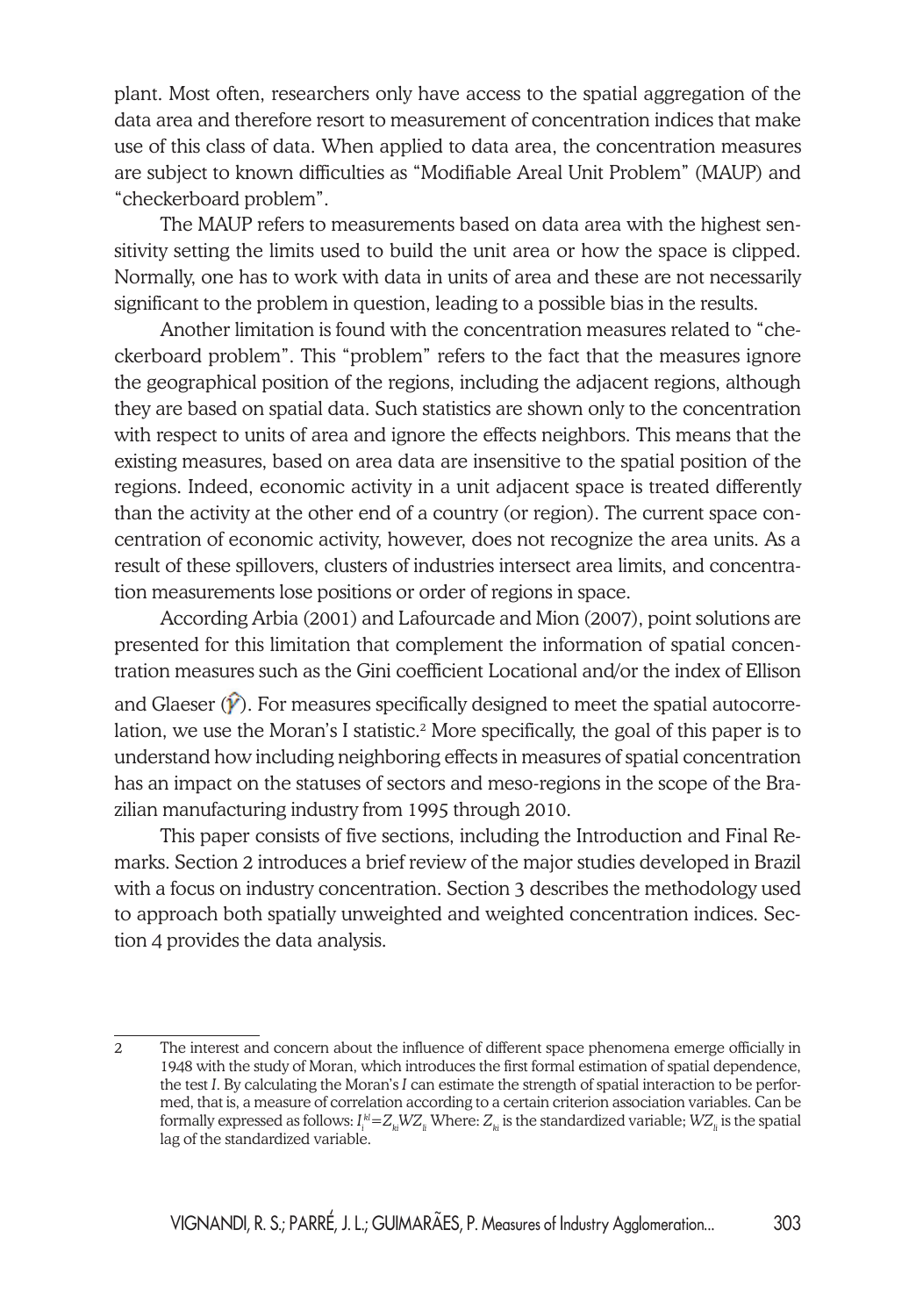plant. Most often, researchers only have access to the spatial aggregation of the data area and therefore resort to measurement of concentration indices that make use of this class of data. When applied to data area, the concentration measures are subject to known difficulties as "Modifiable Areal Unit Problem" (MAUP) and "checkerboard problem".

The MAUP refers to measurements based on data area with the highest sensitivity setting the limits used to build the unit area or how the space is clipped. Normally, one has to work with data in units of area and these are not necessarily significant to the problem in question, leading to a possible bias in the results.

Another limitation is found with the concentration measures related to "checkerboard problem". This "problem" refers to the fact that the measures ignore the geographical position of the regions, including the adjacent regions, although they are based on spatial data. Such statistics are shown only to the concentration with respect to units of area and ignore the effects neighbors. This means that the existing measures, based on area data are insensitive to the spatial position of the regions. Indeed, economic activity in a unit adjacent space is treated differently than the activity at the other end of a country (or region). The current space concentration of economic activity, however, does not recognize the area units. As a result of these spillovers, clusters of industries intersect area limits, and concentration measurements lose positions or order of regions in space.

According Arbia (2001) and Lafourcade and Mion (2007), point solutions are presented for this limitation that complement the information of spatial concentration measures such as the Gini coefficient Locational and/or the index of Ellison and Glaeser ($\hat{\gamma}$). For measures specifically designed to meet the spatial autocorrelation, we use the Moran's I statistic.[2] More specifically, the goal of this paper is to understand how including neighboring effects in measures of spatial concentration has an impact on the statuses of sectors and meso-regions in the scope of the Brazilian manufacturing industry from 1995 through 2010.

This paper consists of five sections, including the Introduction and Final Remarks. Section 2 introduces a brief review of the major studies developed in Brazil with a focus on industry concentration. Section 3 describes the methodology used to approach both spatially unweighted and weighted concentration indices. Section 4 provides the data analysis.

---

[2] The interest and concern about the influence of different space phenomena emerge officially in 1948 with the study of Moran, which introduces the first formal estimation of spatial dependence, the test *I*. By calculating the Moran's *I* can estimate the strength of spatial interaction to be performed, that is, a measure of correlation according to a certain criterion association variables. Can be formally expressed as follows: $I_i^{kl}=Z_{ki}WZ_{li}$ Where: $Z_{ki}$ is the standardized variable; $WZ_{li}$ is the spatial lag of the standardized variable.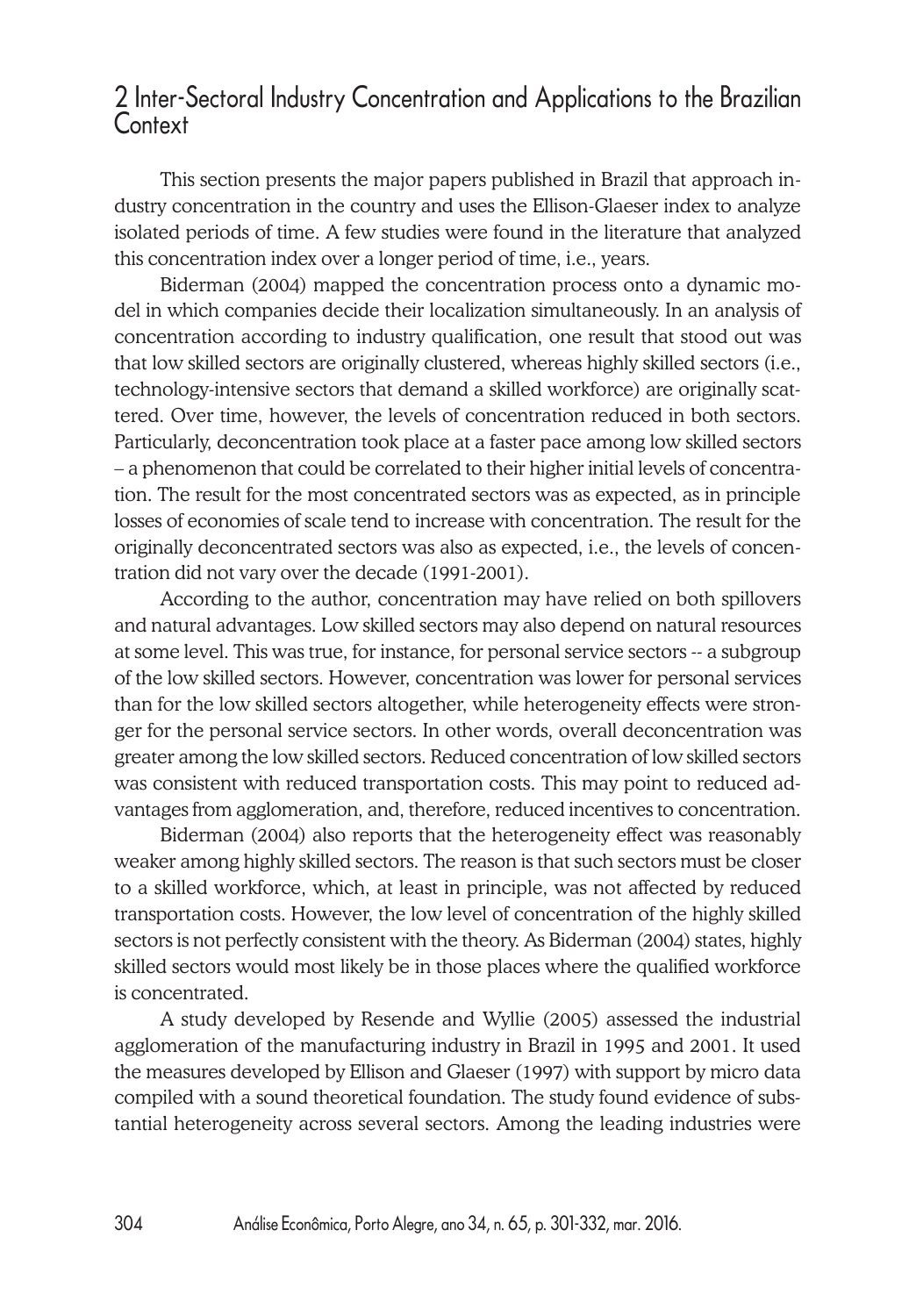## 2 Inter-Sectoral Industry Concentration and Applications to the Brazilian Context

This section presents the major papers published in Brazil that approach industry concentration in the country and uses the Ellison-Glaeser index to analyze isolated periods of time. A few studies were found in the literature that analyzed this concentration index over a longer period of time, i.e., years.

Biderman (2004) mapped the concentration process onto a dynamic model in which companies decide their localization simultaneously. In an analysis of concentration according to industry qualification, one result that stood out was that low skilled sectors are originally clustered, whereas highly skilled sectors (i.e., technology-intensive sectors that demand a skilled workforce) are originally scattered. Over time, however, the levels of concentration reduced in both sectors. Particularly, deconcentration took place at a faster pace among low skilled sectors – a phenomenon that could be correlated to their higher initial levels of concentration. The result for the most concentrated sectors was as expected, as in principle losses of economies of scale tend to increase with concentration. The result for the originally deconcentrated sectors was also as expected, i.e., the levels of concentration did not vary over the decade (1991-2001).

According to the author, concentration may have relied on both spillovers and natural advantages. Low skilled sectors may also depend on natural resources at some level. This was true, for instance, for personal service sectors -- a subgroup of the low skilled sectors. However, concentration was lower for personal services than for the low skilled sectors altogether, while heterogeneity effects were stronger for the personal service sectors. In other words, overall deconcentration was greater among the low skilled sectors. Reduced concentration of low skilled sectors was consistent with reduced transportation costs. This may point to reduced advantages from agglomeration, and, therefore, reduced incentives to concentration.

Biderman (2004) also reports that the heterogeneity effect was reasonably weaker among highly skilled sectors. The reason is that such sectors must be closer to a skilled workforce, which, at least in principle, was not affected by reduced transportation costs. However, the low level of concentration of the highly skilled sectors is not perfectly consistent with the theory. As Biderman (2004) states, highly skilled sectors would most likely be in those places where the qualified workforce is concentrated.

A study developed by Resende and Wyllie (2005) assessed the industrial agglomeration of the manufacturing industry in Brazil in 1995 and 2001. It used the measures developed by Ellison and Glaeser (1997) with support by micro data compiled with a sound theoretical foundation. The study found evidence of substantial heterogeneity across several sectors. Among the leading industries were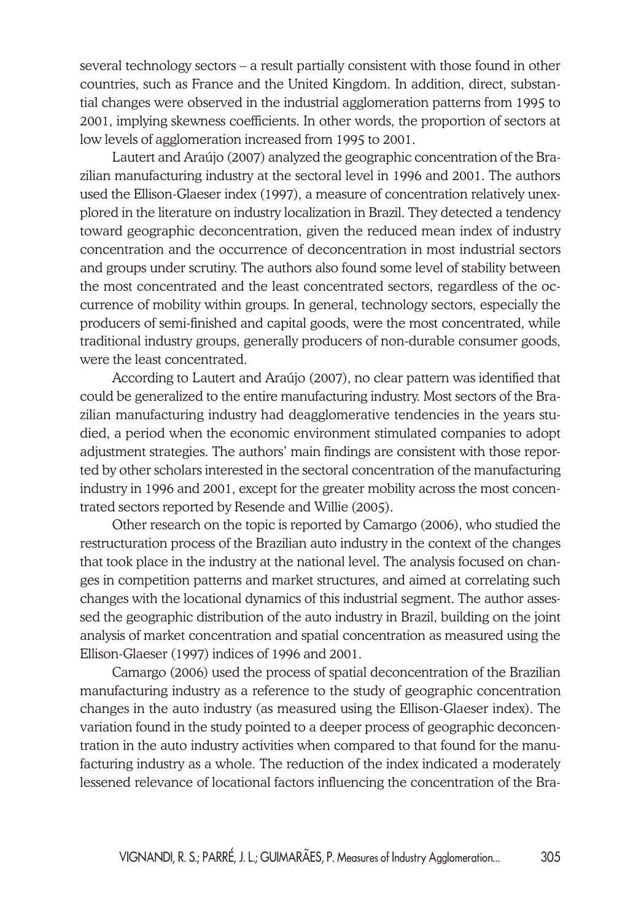several technology sectors – a result partially consistent with those found in other countries, such as France and the United Kingdom. In addition, direct, substantial changes were observed in the industrial agglomeration patterns from 1995 to 2001, implying skewness coefficients. In other words, the proportion of sectors at low levels of agglomeration increased from 1995 to 2001.

Lautert and Araújo (2007) analyzed the geographic concentration of the Brazilian manufacturing industry at the sectoral level in 1996 and 2001. The authors used the Ellison-Glaeser index (1997), a measure of concentration relatively unexplored in the literature on industry localization in Brazil. They detected a tendency toward geographic deconcentration, given the reduced mean index of industry concentration and the occurrence of deconcentration in most industrial sectors and groups under scrutiny. The authors also found some level of stability between the most concentrated and the least concentrated sectors, regardless of the occurrence of mobility within groups. In general, technology sectors, especially the producers of semi-finished and capital goods, were the most concentrated, while traditional industry groups, generally producers of non-durable consumer goods, were the least concentrated.

According to Lautert and Araújo (2007), no clear pattern was identified that could be generalized to the entire manufacturing industry. Most sectors of the Brazilian manufacturing industry had deagglomerative tendencies in the years studied, a period when the economic environment stimulated companies to adopt adjustment strategies. The authors' main findings are consistent with those reported by other scholars interested in the sectoral concentration of the manufacturing industry in 1996 and 2001, except for the greater mobility across the most concentrated sectors reported by Resende and Willie (2005).

Other research on the topic is reported by Camargo (2006), who studied the restructuration process of the Brazilian auto industry in the context of the changes that took place in the industry at the national level. The analysis focused on changes in competition patterns and market structures, and aimed at correlating such changes with the locational dynamics of this industrial segment. The author assessed the geographic distribution of the auto industry in Brazil, building on the joint analysis of market concentration and spatial concentration as measured using the Ellison-Glaeser (1997) indices of 1996 and 2001.

Camargo (2006) used the process of spatial deconcentration of the Brazilian manufacturing industry as a reference to the study of geographic concentration changes in the auto industry (as measured using the Ellison-Glaeser index). The variation found in the study pointed to a deeper process of geographic deconcentration in the auto industry activities when compared to that found for the manufacturing industry as a whole. The reduction of the index indicated a moderately lessened relevance of locational factors influencing the concentration of the Bra-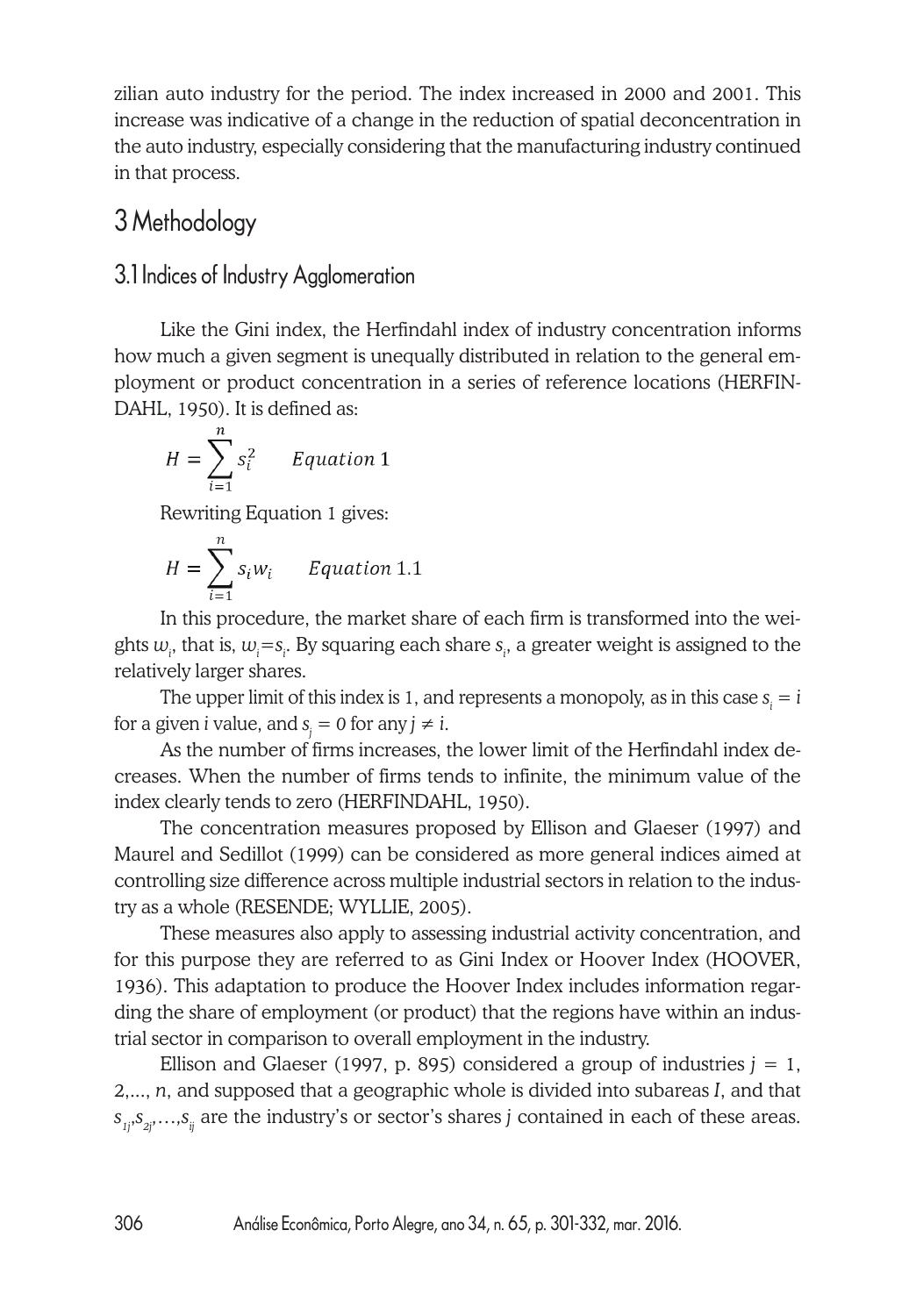zilian auto industry for the period. The index increased in 2000 and 2001. This increase was indicative of a change in the reduction of spatial deconcentration in the auto industry, especially considering that the manufacturing industry continued in that process.

# 3 Methodology

## 3.1 Indices of Industry Agglomeration

Like the Gini index, the Herfindahl index of industry concentration informs how much a given segment is unequally distributed in relation to the general employment or product concentration in a series of reference locations (HERFINDAHL, 1950). It is defined as:

$$H = \sum_{i=1}^{n} s_i^2 \qquad Equation\ 1$$

Rewriting Equation 1 gives:

$$H = \sum_{i=1}^{n} s_i w_i \qquad Equation\ 1.1$$

In this procedure, the market share of each firm is transformed into the weights $w_i$, that is, $w_i = s_i$. By squaring each share $s_i$, a greater weight is assigned to the relatively larger shares.

The upper limit of this index is 1, and represents a monopoly, as in this case $s_i = i$ for a given $i$ value, and $s_j = 0$ for any $j \neq i$.

As the number of firms increases, the lower limit of the Herfindahl index decreases. When the number of firms tends to infinite, the minimum value of the index clearly tends to zero (HERFINDAHL, 1950).

The concentration measures proposed by Ellison and Glaeser (1997) and Maurel and Sedillot (1999) can be considered as more general indices aimed at controlling size difference across multiple industrial sectors in relation to the industry as a whole (RESENDE; WYLLIE, 2005).

These measures also apply to assessing industrial activity concentration, and for this purpose they are referred to as Gini Index or Hoover Index (HOOVER, 1936). This adaptation to produce the Hoover Index includes information regarding the share of employment (or product) that the regions have within an industrial sector in comparison to overall employment in the industry.

Ellison and Glaeser (1997, p. 895) considered a group of industries $j = 1, 2, \ldots, n$, and supposed that a geographic whole is divided into subareas $I$, and that $s_{1j}, s_{2j}, \ldots, s_{ij}$ are the industry's or sector's shares $j$ contained in each of these areas.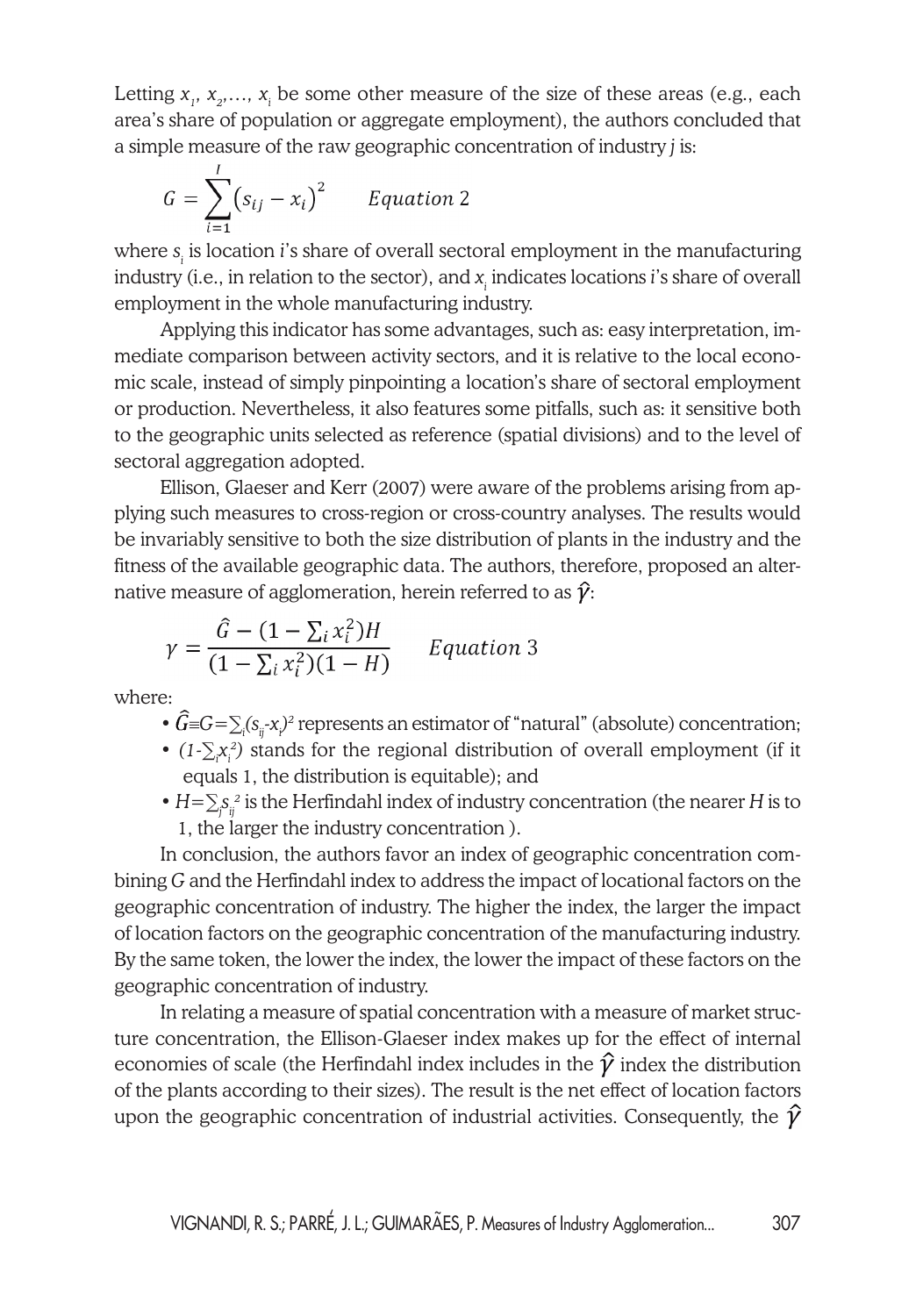Letting $x_1, x_2, \ldots, x_i$ be some other measure of the size of these areas (e.g., each area's share of population or aggregate employment), the authors concluded that a simple measure of the raw geographic concentration of industry *j* is:

$$G = \sum_{i=1}^{I} \left(s_{ij} - x_i\right)^2 \qquad Equation\ 2$$

where $s_i$ is location *i*'s share of overall sectoral employment in the manufacturing industry (i.e., in relation to the sector), and $x_i$ indicates locations *i*'s share of overall employment in the whole manufacturing industry.

Applying this indicator has some advantages, such as: easy interpretation, immediate comparison between activity sectors, and it is relative to the local economic scale, instead of simply pinpointing a location's share of sectoral employment or production. Nevertheless, it also features some pitfalls, such as: it sensitive both to the geographic units selected as reference (spatial divisions) and to the level of sectoral aggregation adopted.

Ellison, Glaeser and Kerr (2007) were aware of the problems arising from applying such measures to cross-region or cross-country analyses. The results would be invariably sensitive to both the size distribution of plants in the industry and the fitness of the available geographic data. The authors, therefore, proposed an alternative measure of agglomeration, herein referred to as $\hat{\gamma}$:

$$\gamma = \frac{\hat{G} - (1 - \sum_i x_i^2)H}{(1 - \sum_i x_i^2)(1 - H)} \qquad Equation\ 3$$

where:

- $\hat{G} \equiv G = \sum_i (s_{ij} - x_i)^2$ represents an estimator of "natural" (absolute) concentration;
- $(1 - \sum_i x_i^2)$ stands for the regional distribution of overall employment (if it equals 1, the distribution is equitable); and
- $H = \sum_j s_{ij}^2$ is the Herfindahl index of industry concentration (the nearer *H* is to 1, the larger the industry concentration ).

In conclusion, the authors favor an index of geographic concentration combining *G* and the Herfindahl index to address the impact of locational factors on the geographic concentration of industry. The higher the index, the larger the impact of location factors on the geographic concentration of the manufacturing industry. By the same token, the lower the index, the lower the impact of these factors on the geographic concentration of industry.

In relating a measure of spatial concentration with a measure of market structure concentration, the Ellison-Glaeser index makes up for the effect of internal economies of scale (the Herfindahl index includes in the $\hat{\gamma}$ index the distribution of the plants according to their sizes). The result is the net effect of location factors upon the geographic concentration of industrial activities. Consequently, the $\hat{\gamma}$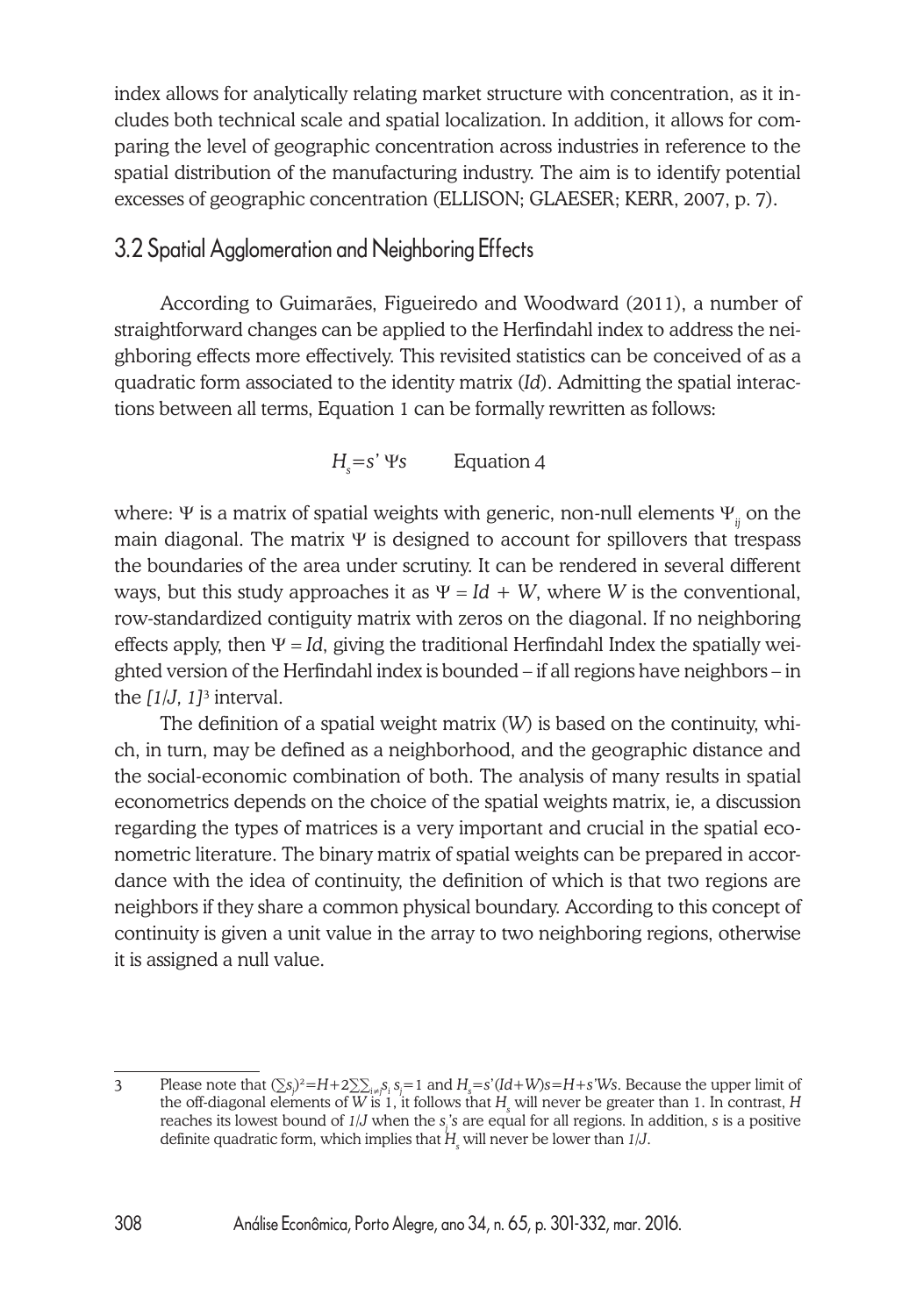index allows for analytically relating market structure with concentration, as it includes both technical scale and spatial localization. In addition, it allows for comparing the level of geographic concentration across industries in reference to the spatial distribution of the manufacturing industry. The aim is to identify potential excesses of geographic concentration (ELLISON; GLAESER; KERR, 2007, p. 7).

## 3.2 Spatial Agglomeration and Neighboring Effects

According to Guimarães, Figueiredo and Woodward (2011), a number of straightforward changes can be applied to the Herfindahl index to address the neighboring effects more effectively. This revisited statistics can be conceived of as a quadratic form associated to the identity matrix (*Id*). Admitting the spatial interactions between all terms, Equation 1 can be formally rewritten as follows:

$$H_s = s'\,\Psi s \qquad \text{Equation 4}$$

where: $\Psi$ is a matrix of spatial weights with generic, non-null elements $\Psi_{ij}$ on the main diagonal. The matrix $\Psi$ is designed to account for spillovers that trespass the boundaries of the area under scrutiny. It can be rendered in several different ways, but this study approaches it as $\Psi = Id + W$, where $W$ is the conventional, row-standardized contiguity matrix with zeros on the diagonal. If no neighboring effects apply, then $\Psi = Id$, giving the traditional Herfindahl Index the spatially weighted version of the Herfindahl index is bounded – if all regions have neighbors – in the $[1/J, 1]$[3] interval.

The definition of a spatial weight matrix ($W$) is based on the continuity, which, in turn, may be defined as a neighborhood, and the geographic distance and the social-economic combination of both. The analysis of many results in spatial econometrics depends on the choice of the spatial weights matrix, ie, a discussion regarding the types of matrices is a very important and crucial in the spatial econometric literature. The binary matrix of spatial weights can be prepared in accordance with the idea of continuity, the definition of which is that two regions are neighbors if they share a common physical boundary. According to this concept of continuity is given a unit value in the array to two neighboring regions, otherwise it is assigned a null value.

---

3 Please note that $(\sum s_j)^2 = H + 2\sum\sum_{i \neq j} s_i\, s_j = 1$ and $H_s = s'(Id+W)s = H + s'Ws$. Because the upper limit of the off-diagonal elements of $W$ is 1, it follows that $H_s$ will never be greater than 1. In contrast, $H$ reaches its lowest bound of $1/J$ when the $s_j$'s are equal for all regions. In addition, $s$ is a positive definite quadratic form, which implies that $H_s$ will never be lower than $1/J$.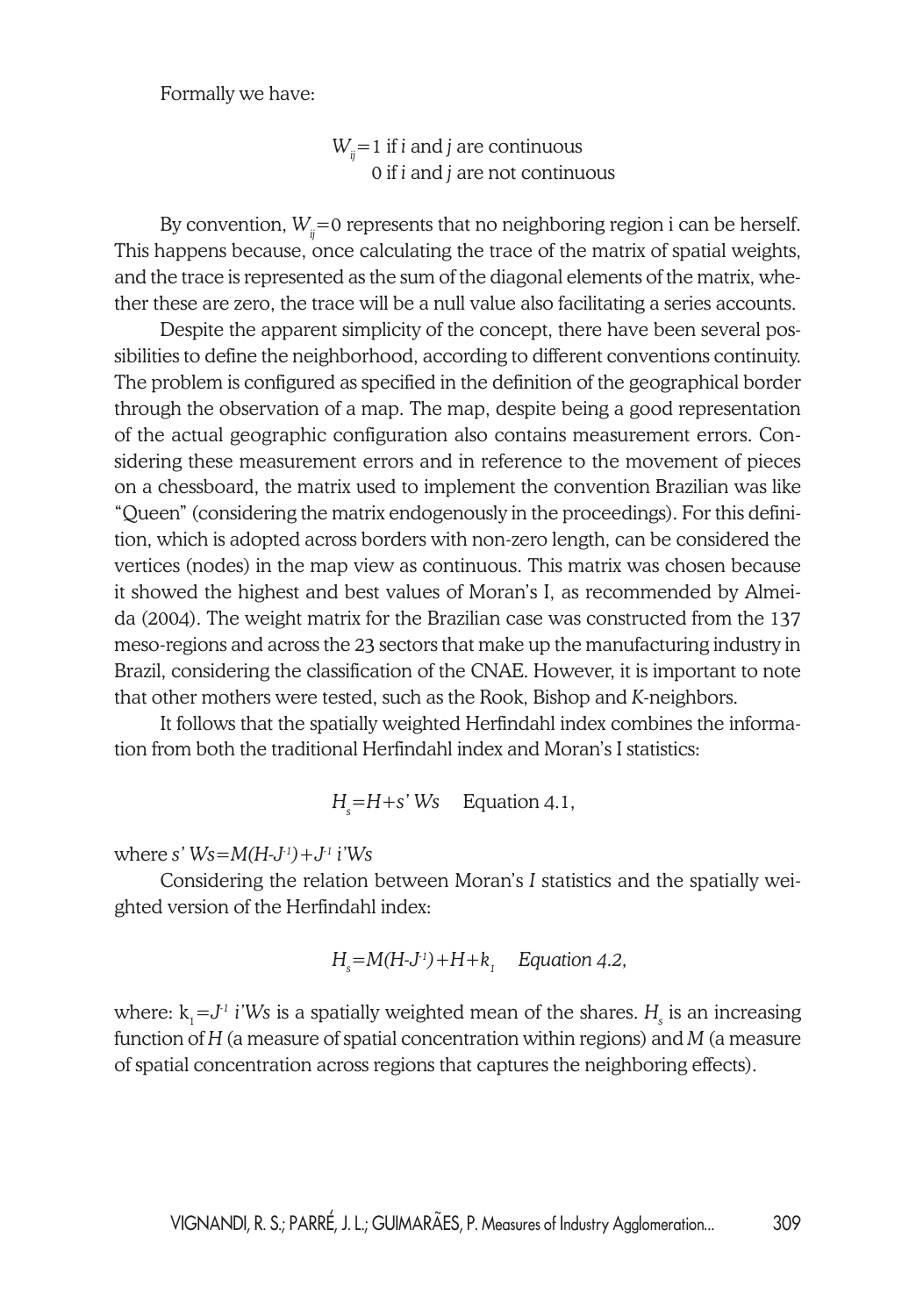Formally we have:

$$W_{ij}=1 \text{ if } i \text{ and } j \text{ are continuous}$$
$$0 \text{ if } i \text{ and } j \text{ are not continuous}$$

By convention, $W_{ij}=0$ represents that no neighboring region i can be herself. This happens because, once calculating the trace of the matrix of spatial weights, and the trace is represented as the sum of the diagonal elements of the matrix, whether these are zero, the trace will be a null value also facilitating a series accounts.

Despite the apparent simplicity of the concept, there have been several possibilities to define the neighborhood, according to different conventions continuity. The problem is configured as specified in the definition of the geographical border through the observation of a map. The map, despite being a good representation of the actual geographic configuration also contains measurement errors. Considering these measurement errors and in reference to the movement of pieces on a chessboard, the matrix used to implement the convention Brazilian was like "Queen" (considering the matrix endogenously in the proceedings). For this definition, which is adopted across borders with non-zero length, can be considered the vertices (nodes) in the map view as continuous. This matrix was chosen because it showed the highest and best values of Moran's I, as recommended by Almeida (2004). The weight matrix for the Brazilian case was constructed from the 137 meso-regions and across the 23 sectors that make up the manufacturing industry in Brazil, considering the classification of the CNAE. However, it is important to note that other mothers were tested, such as the Rook, Bishop and *K*-neighbors.

It follows that the spatially weighted Herfindahl index combines the information from both the traditional Herfindahl index and Moran's I statistics:

$$H_s=H+s'Ws \quad \text{Equation 4.1,}$$

where $s'Ws=M(H-J^{-1})+J^{-1}i'Ws$

Considering the relation between Moran's *I* statistics and the spatially weighted version of the Herfindahl index:

$$H_s=M(H-J^{-1})+H+k_1 \quad \textit{Equation 4.2,}$$

where: $k_1=J^{-1}i'Ws$ is a spatially weighted mean of the shares. $H_s$ is an increasing function of $H$ (a measure of spatial concentration within regions) and $M$ (a measure of spatial concentration across regions that captures the neighboring effects).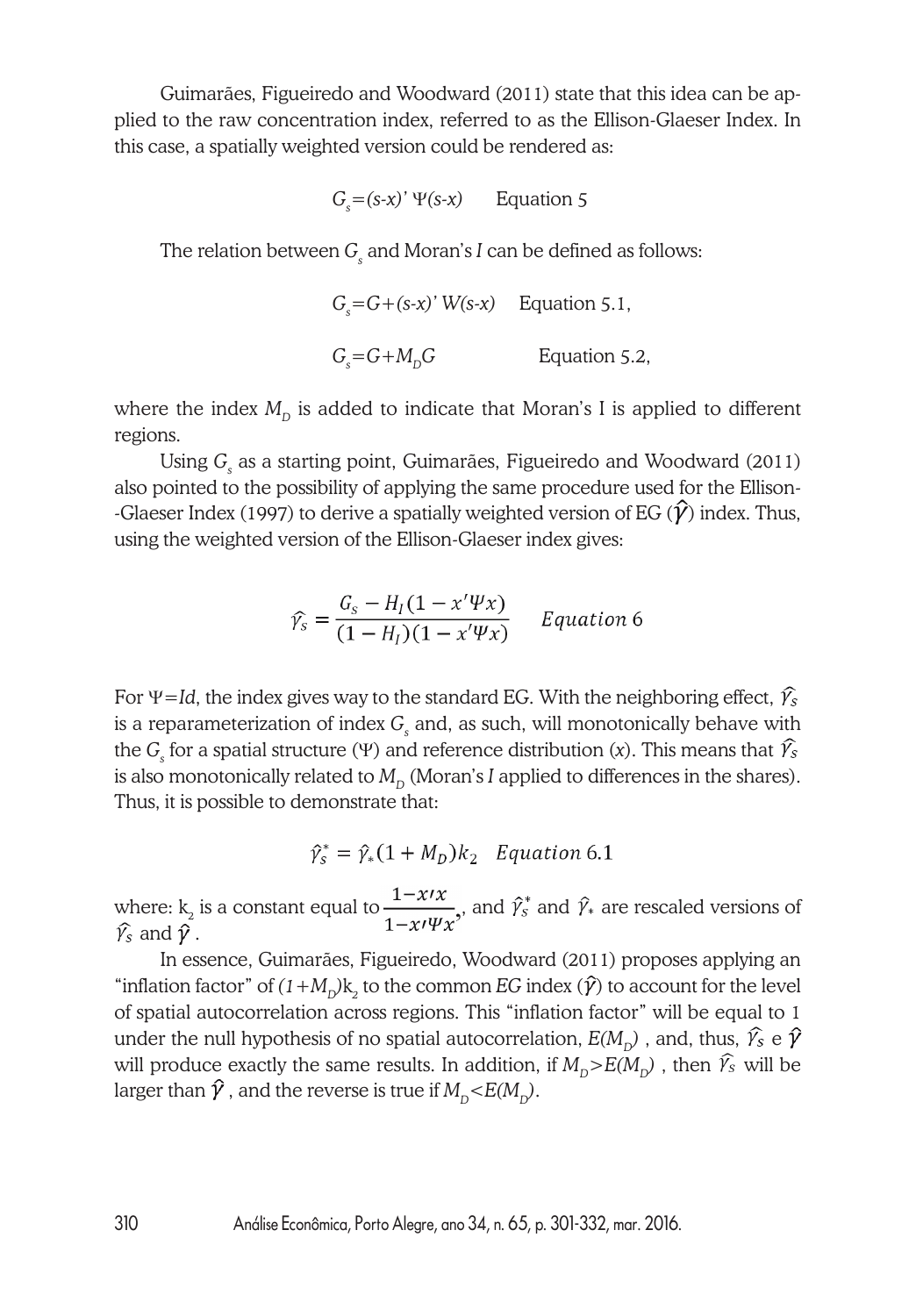Guimarães, Figueiredo and Woodward (2011) state that this idea can be applied to the raw concentration index, referred to as the Ellison-Glaeser Index. In this case, a spatially weighted version could be rendered as:

$$G_s=(s-x)'\ \Psi(s-x) \qquad \text{Equation 5}$$

The relation between $G_s$ and Moran's $I$ can be defined as follows:

$$G_s=G+(s-x)'\ W(s-x) \qquad \text{Equation 5.1,}$$

$$G_s=G+M_D G \qquad \text{Equation 5.2,}$$

where the index $M_D$ is added to indicate that Moran's I is applied to different regions.

Using $G_s$ as a starting point, Guimarães, Figueiredo and Woodward (2011) also pointed to the possibility of applying the same procedure used for the Ellison-Glaeser Index (1997) to derive a spatially weighted version of EG ($\hat{\gamma}$) index. Thus, using the weighted version of the Ellison-Glaeser index gives:

$$\hat{\gamma}_s = \frac{G_s - H_I(1 - x'\Psi x)}{(1 - H_I)(1 - x'\Psi x)} \qquad \textit{Equation 6}$$

For $\Psi=Id$, the index gives way to the standard EG. With the neighboring effect, $\hat{\gamma}_s$ is a reparameterization of index $G_s$ and, as such, will monotonically behave with the $G_s$ for a spatial structure ($\Psi$) and reference distribution ($x$). This means that $\hat{\gamma}_s$ is also monotonically related to $M_D$ (Moran's $I$ applied to differences in the shares). Thus, it is possible to demonstrate that:

$$\hat{\gamma}_s^* = \hat{\gamma}_*(1 + M_D)k_2 \quad \textit{Equation 6.1}$$

where: $k_2$ is a constant equal to $\frac{1-x'x}{1-x'\Psi x}$, and $\hat{\gamma}_s^*$ and $\hat{\gamma}_*$ are rescaled versions of $\hat{\gamma}_s$ and $\hat{\gamma}$.

In essence, Guimarães, Figueiredo, Woodward (2011) proposes applying an "inflation factor" of $(1+M_D)k_2$ to the common $EG$ index ($\hat{\gamma}$) to account for the level of spatial autocorrelation across regions. This "inflation factor" will be equal to 1 under the null hypothesis of no spatial autocorrelation, $E(M_D)$ , and, thus, $\hat{\gamma}_s$ e $\hat{\gamma}$ will produce exactly the same results. In addition, if $M_D>E(M_D)$ , then $\hat{\gamma}_s$ will be larger than $\hat{\gamma}$ , and the reverse is true if $M_D<E(M_D)$.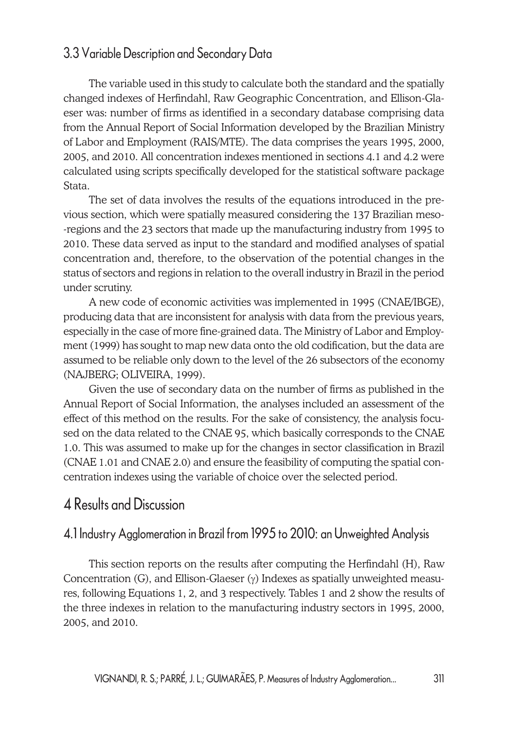### 3.3 Variable Description and Secondary Data

The variable used in this study to calculate both the standard and the spatially changed indexes of Herfindahl, Raw Geographic Concentration, and Ellison-Glaeser was: number of firms as identified in a secondary database comprising data from the Annual Report of Social Information developed by the Brazilian Ministry of Labor and Employment (RAIS/MTE). The data comprises the years 1995, 2000, 2005, and 2010. All concentration indexes mentioned in sections 4.1 and 4.2 were calculated using scripts specifically developed for the statistical software package Stata.

The set of data involves the results of the equations introduced in the previous section, which were spatially measured considering the 137 Brazilian meso-regions and the 23 sectors that made up the manufacturing industry from 1995 to 2010. These data served as input to the standard and modified analyses of spatial concentration and, therefore, to the observation of the potential changes in the status of sectors and regions in relation to the overall industry in Brazil in the period under scrutiny.

A new code of economic activities was implemented in 1995 (CNAE/IBGE), producing data that are inconsistent for analysis with data from the previous years, especially in the case of more fine-grained data. The Ministry of Labor and Employment (1999) has sought to map new data onto the old codification, but the data are assumed to be reliable only down to the level of the 26 subsectors of the economy (NAJBERG; OLIVEIRA, 1999).

Given the use of secondary data on the number of firms as published in the Annual Report of Social Information, the analyses included an assessment of the effect of this method on the results. For the sake of consistency, the analysis focused on the data related to the CNAE 95, which basically corresponds to the CNAE 1.0. This was assumed to make up for the changes in sector classification in Brazil (CNAE 1.01 and CNAE 2.0) and ensure the feasibility of computing the spatial concentration indexes using the variable of choice over the selected period.

## 4 Results and Discussion

### 4.1 Industry Agglomeration in Brazil from 1995 to 2010: an Unweighted Analysis

This section reports on the results after computing the Herfindahl (H), Raw Concentration (G), and Ellison-Glaeser ($\gamma$) Indexes as spatially unweighted measures, following Equations 1, 2, and 3 respectively. Tables 1 and 2 show the results of the three indexes in relation to the manufacturing industry sectors in 1995, 2000, 2005, and 2010.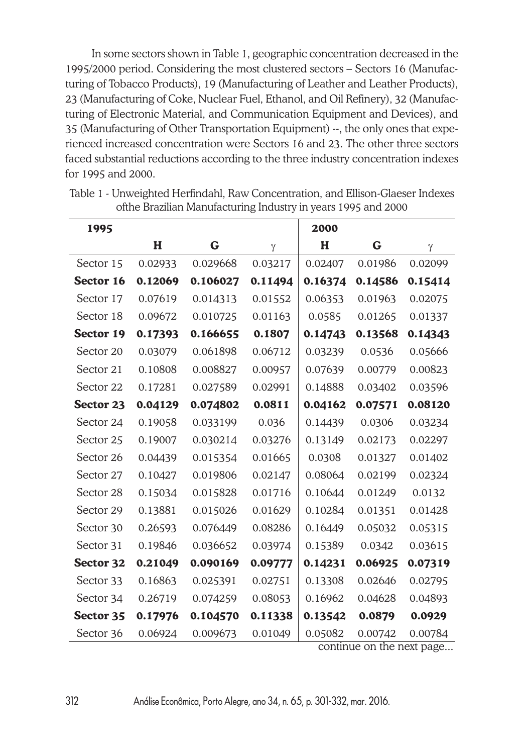In some sectors shown in Table 1, geographic concentration decreased in the 1995/2000 period. Considering the most clustered sectors – Sectors 16 (Manufacturing of Tobacco Products), 19 (Manufacturing of Leather and Leather Products), 23 (Manufacturing of Coke, Nuclear Fuel, Ethanol, and Oil Refinery), 32 (Manufacturing of Electronic Material, and Communication Equipment and Devices), and 35 (Manufacturing of Other Transportation Equipment) --, the only ones that experienced increased concentration were Sectors 16 and 23. The other three sectors faced substantial reductions according to the three industry concentration indexes for 1995 and 2000.

Table 1 - Unweighted Herfindahl, Raw Concentration, and Ellison-Glaeser Indexes ofthe Brazilian Manufacturing Industry in years 1995 and 2000

| **1995** | | | | **2000** | | |
|---|---|---|---|---|---|---|
| | **H** | **G** | $\gamma$ | **H** | **G** | $\gamma$ |
| Sector 15 | 0.02933 | 0.029668 | 0.03217 | 0.02407 | 0.01986 | 0.02099 |
| **Sector 16** | **0.12069** | **0.106027** | **0.11494** | **0.16374** | **0.14586** | **0.15414** |
| Sector 17 | 0.07619 | 0.014313 | 0.01552 | 0.06353 | 0.01963 | 0.02075 |
| Sector 18 | 0.09672 | 0.010725 | 0.01163 | 0.0585 | 0.01265 | 0.01337 |
| **Sector 19** | **0.17393** | **0.166655** | **0.1807** | **0.14743** | **0.13568** | **0.14343** |
| Sector 20 | 0.03079 | 0.061898 | 0.06712 | 0.03239 | 0.0536 | 0.05666 |
| Sector 21 | 0.10808 | 0.008827 | 0.00957 | 0.07639 | 0.00779 | 0.00823 |
| Sector 22 | 0.17281 | 0.027589 | 0.02991 | 0.14888 | 0.03402 | 0.03596 |
| **Sector 23** | **0.04129** | **0.074802** | **0.0811** | **0.04162** | **0.07571** | **0.08120** |
| Sector 24 | 0.19058 | 0.033199 | 0.036 | 0.14439 | 0.0306 | 0.03234 |
| Sector 25 | 0.19007 | 0.030214 | 0.03276 | 0.13149 | 0.02173 | 0.02297 |
| Sector 26 | 0.04439 | 0.015354 | 0.01665 | 0.0308 | 0.01327 | 0.01402 |
| Sector 27 | 0.10427 | 0.019806 | 0.02147 | 0.08064 | 0.02199 | 0.02324 |
| Sector 28 | 0.15034 | 0.015828 | 0.01716 | 0.10644 | 0.01249 | 0.0132 |
| Sector 29 | 0.13881 | 0.015026 | 0.01629 | 0.10284 | 0.01351 | 0.01428 |
| Sector 30 | 0.26593 | 0.076449 | 0.08286 | 0.16449 | 0.05032 | 0.05315 |
| Sector 31 | 0.19846 | 0.036652 | 0.03974 | 0.15389 | 0.0342 | 0.03615 |
| **Sector 32** | **0.21049** | **0.090169** | **0.09777** | **0.14231** | **0.06925** | **0.07319** |
| Sector 33 | 0.16863 | 0.025391 | 0.02751 | 0.13308 | 0.02646 | 0.02795 |
| Sector 34 | 0.26719 | 0.074259 | 0.08053 | 0.16962 | 0.04628 | 0.04893 |
| **Sector 35** | **0.17976** | **0.104570** | **0.11338** | **0.13542** | **0.0879** | **0.0929** |
| Sector 36 | 0.06924 | 0.009673 | 0.01049 | 0.05082 | 0.00742 | 0.00784 |

continue on the next page...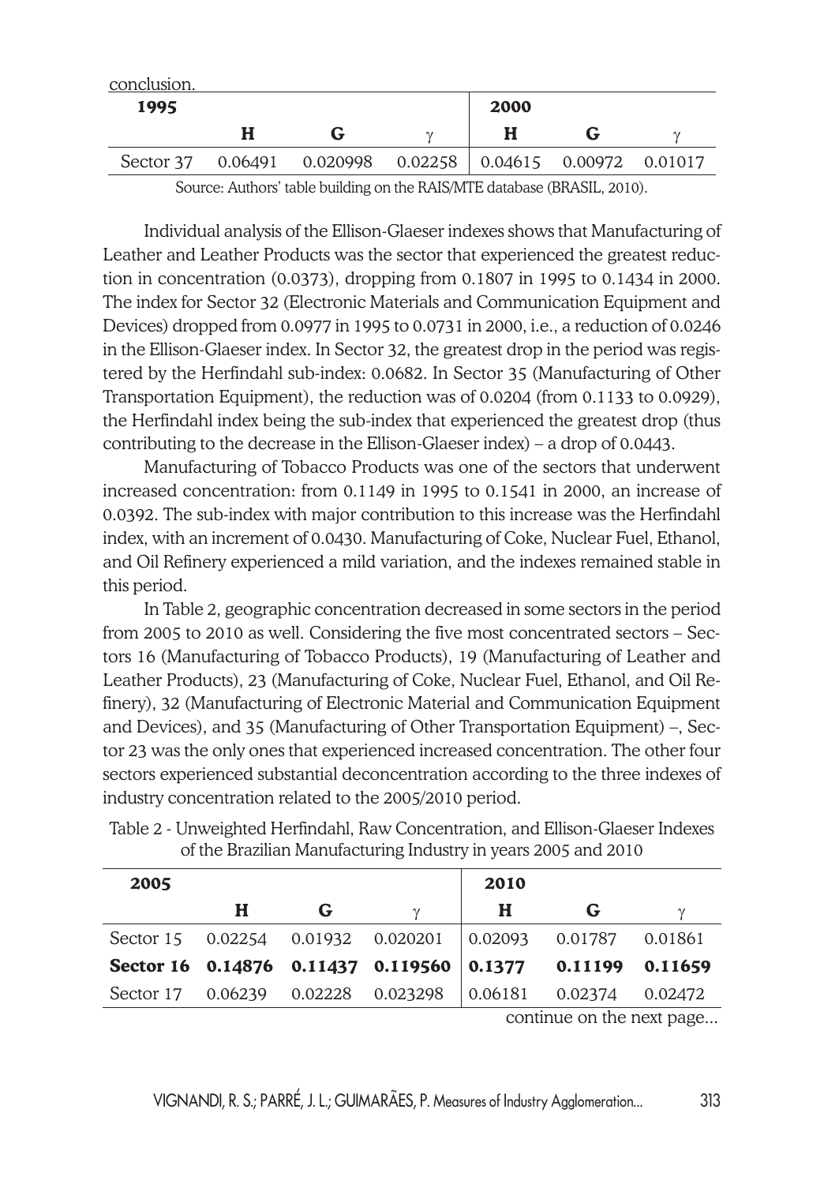conclusion.

| 1995 | | | | 2000 | | |
|---|---|---|---|---|---|---|
| | **H** | **G** | $\gamma$ | **H** | **G** | $\gamma$ |
| Sector 37 | 0.06491 | 0.020998 | 0.02258 | 0.04615 | 0.00972 | 0.01017 |

Source: Authors' table building on the RAIS/MTE database (BRASIL, 2010).

Individual analysis of the Ellison-Glaeser indexes shows that Manufacturing of Leather and Leather Products was the sector that experienced the greatest reduction in concentration (0.0373), dropping from 0.1807 in 1995 to 0.1434 in 2000. The index for Sector 32 (Electronic Materials and Communication Equipment and Devices) dropped from 0.0977 in 1995 to 0.0731 in 2000, i.e., a reduction of 0.0246 in the Ellison-Glaeser index. In Sector 32, the greatest drop in the period was registered by the Herfindahl sub-index: 0.0682. In Sector 35 (Manufacturing of Other Transportation Equipment), the reduction was of 0.0204 (from 0.1133 to 0.0929), the Herfindahl index being the sub-index that experienced the greatest drop (thus contributing to the decrease in the Ellison-Glaeser index) – a drop of 0.0443.

Manufacturing of Tobacco Products was one of the sectors that underwent increased concentration: from 0.1149 in 1995 to 0.1541 in 2000, an increase of 0.0392. The sub-index with major contribution to this increase was the Herfindahl index, with an increment of 0.0430. Manufacturing of Coke, Nuclear Fuel, Ethanol, and Oil Refinery experienced a mild variation, and the indexes remained stable in this period.

In Table 2, geographic concentration decreased in some sectors in the period from 2005 to 2010 as well. Considering the five most concentrated sectors – Sectors 16 (Manufacturing of Tobacco Products), 19 (Manufacturing of Leather and Leather Products), 23 (Manufacturing of Coke, Nuclear Fuel, Ethanol, and Oil Refinery), 32 (Manufacturing of Electronic Material and Communication Equipment and Devices), and 35 (Manufacturing of Other Transportation Equipment) –, Sector 23 was the only ones that experienced increased concentration. The other four sectors experienced substantial deconcentration according to the three indexes of industry concentration related to the 2005/2010 period.

Table 2 - Unweighted Herfindahl, Raw Concentration, and Ellison-Glaeser Indexes of the Brazilian Manufacturing Industry in years 2005 and 2010

| 2005 | | | | 2010 | | |
|---|---|---|---|---|---|---|
| | **H** | **G** | $\gamma$ | **H** | **G** | $\gamma$ |
| Sector 15 | 0.02254 | 0.01932 | 0.020201 | 0.02093 | 0.01787 | 0.01861 |
| **Sector 16** | **0.14876** | **0.11437** | **0.119560** | **0.1377** | **0.11199** | **0.11659** |
| Sector 17 | 0.06239 | 0.02228 | 0.023298 | 0.06181 | 0.02374 | 0.02472 |

continue on the next page...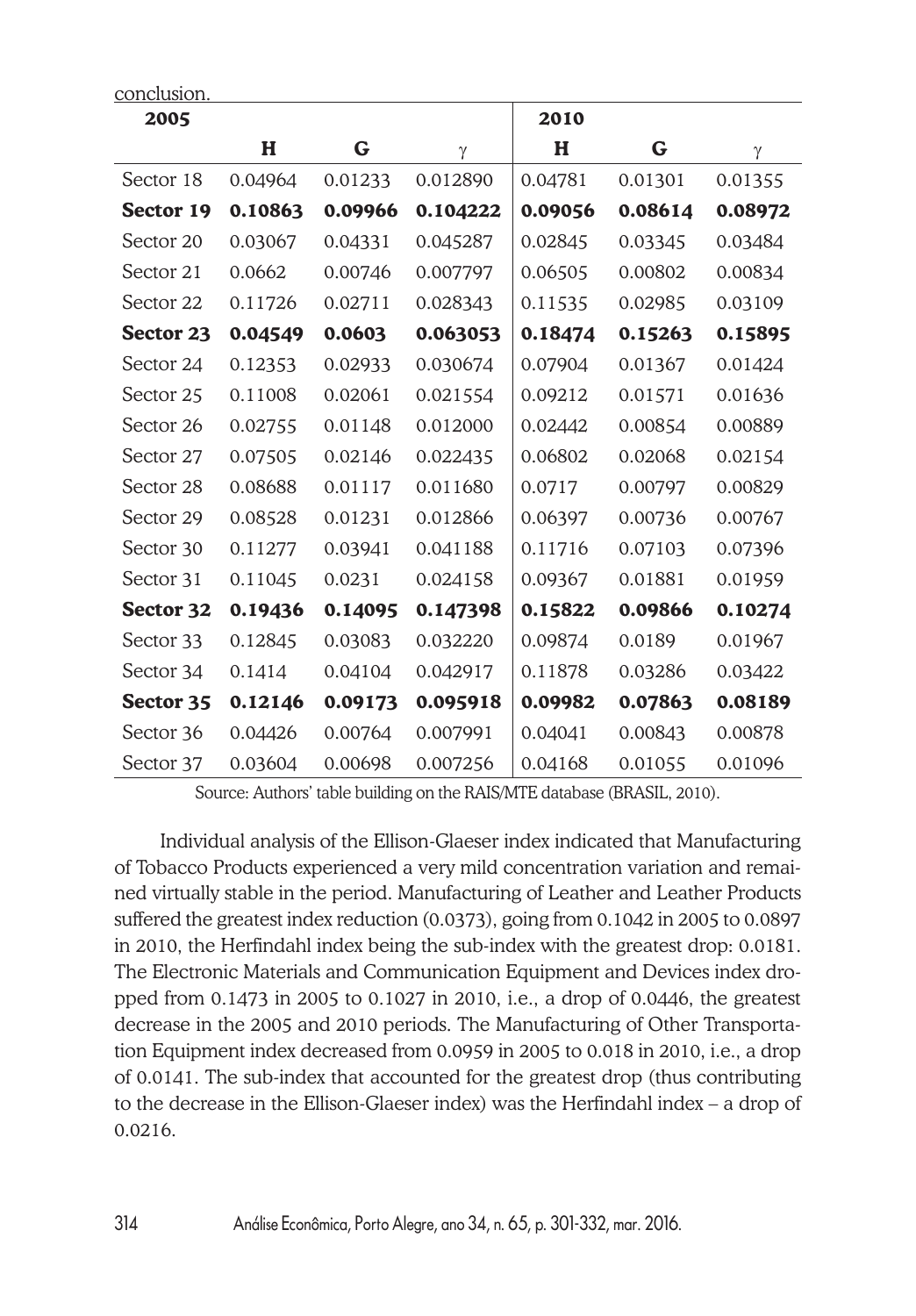conclusion.

| 2005 | | | | 2010 | | |
|---|---|---|---|---|---|---|
| | **H** | **G** | $\gamma$ | **H** | **G** | $\gamma$ |
| Sector 18 | 0.04964 | 0.01233 | 0.012890 | 0.04781 | 0.01301 | 0.01355 |
| **Sector 19** | **0.10863** | **0.09966** | **0.104222** | **0.09056** | **0.08614** | **0.08972** |
| Sector 20 | 0.03067 | 0.04331 | 0.045287 | 0.02845 | 0.03345 | 0.03484 |
| Sector 21 | 0.0662 | 0.00746 | 0.007797 | 0.06505 | 0.00802 | 0.00834 |
| Sector 22 | 0.11726 | 0.02711 | 0.028343 | 0.11535 | 0.02985 | 0.03109 |
| **Sector 23** | **0.04549** | **0.0603** | **0.063053** | **0.18474** | **0.15263** | **0.15895** |
| Sector 24 | 0.12353 | 0.02933 | 0.030674 | 0.07904 | 0.01367 | 0.01424 |
| Sector 25 | 0.11008 | 0.02061 | 0.021554 | 0.09212 | 0.01571 | 0.01636 |
| Sector 26 | 0.02755 | 0.01148 | 0.012000 | 0.02442 | 0.00854 | 0.00889 |
| Sector 27 | 0.07505 | 0.02146 | 0.022435 | 0.06802 | 0.02068 | 0.02154 |
| Sector 28 | 0.08688 | 0.01117 | 0.011680 | 0.0717 | 0.00797 | 0.00829 |
| Sector 29 | 0.08528 | 0.01231 | 0.012866 | 0.06397 | 0.00736 | 0.00767 |
| Sector 30 | 0.11277 | 0.03941 | 0.041188 | 0.11716 | 0.07103 | 0.07396 |
| Sector 31 | 0.11045 | 0.0231 | 0.024158 | 0.09367 | 0.01881 | 0.01959 |
| **Sector 32** | **0.19436** | **0.14095** | **0.147398** | **0.15822** | **0.09866** | **0.10274** |
| Sector 33 | 0.12845 | 0.03083 | 0.032220 | 0.09874 | 0.0189 | 0.01967 |
| Sector 34 | 0.1414 | 0.04104 | 0.042917 | 0.11878 | 0.03286 | 0.03422 |
| **Sector 35** | **0.12146** | **0.09173** | **0.095918** | **0.09982** | **0.07863** | **0.08189** |
| Sector 36 | 0.04426 | 0.00764 | 0.007991 | 0.04041 | 0.00843 | 0.00878 |
| Sector 37 | 0.03604 | 0.00698 | 0.007256 | 0.04168 | 0.01055 | 0.01096 |

Source: Authors' table building on the RAIS/MTE database (BRASIL, 2010).

Individual analysis of the Ellison-Glaeser index indicated that Manufacturing of Tobacco Products experienced a very mild concentration variation and remained virtually stable in the period. Manufacturing of Leather and Leather Products suffered the greatest index reduction (0.0373), going from 0.1042 in 2005 to 0.0897 in 2010, the Herfindahl index being the sub-index with the greatest drop: 0.0181. The Electronic Materials and Communication Equipment and Devices index dropped from 0.1473 in 2005 to 0.1027 in 2010, i.e., a drop of 0.0446, the greatest decrease in the 2005 and 2010 periods. The Manufacturing of Other Transportation Equipment index decreased from 0.0959 in 2005 to 0.018 in 2010, i.e., a drop of 0.0141. The sub-index that accounted for the greatest drop (thus contributing to the decrease in the Ellison-Glaeser index) was the Herfindahl index – a drop of 0.0216.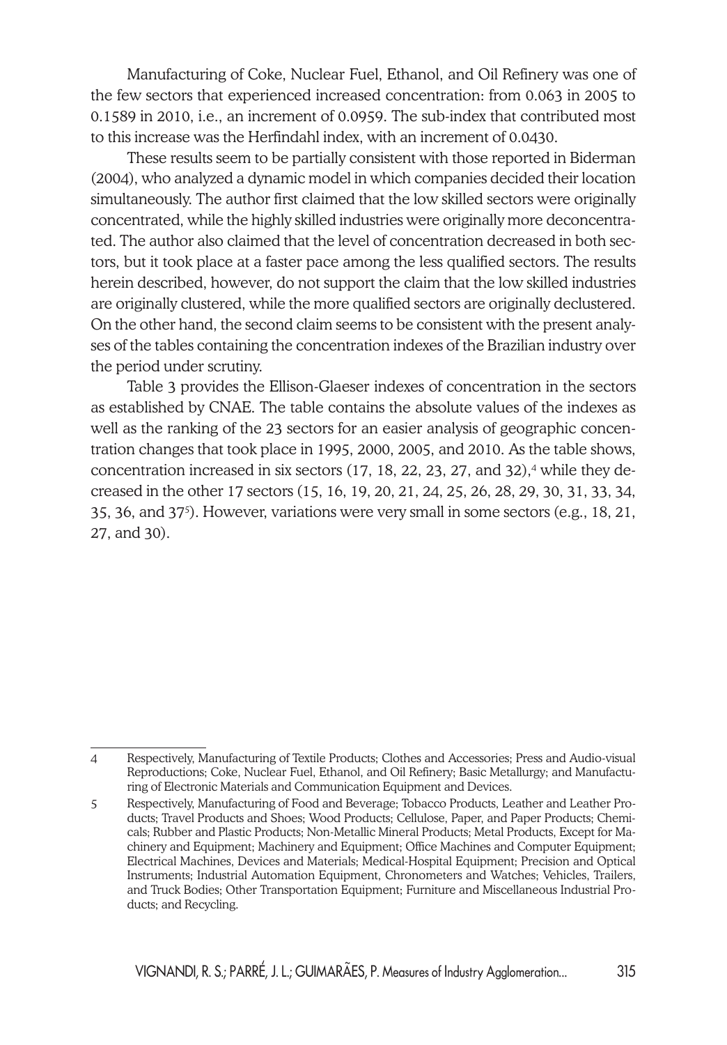Manufacturing of Coke, Nuclear Fuel, Ethanol, and Oil Refinery was one of the few sectors that experienced increased concentration: from 0.063 in 2005 to 0.1589 in 2010, i.e., an increment of 0.0959. The sub-index that contributed most to this increase was the Herfindahl index, with an increment of 0.0430.

These results seem to be partially consistent with those reported in Biderman (2004), who analyzed a dynamic model in which companies decided their location simultaneously. The author first claimed that the low skilled sectors were originally concentrated, while the highly skilled industries were originally more deconcentrated. The author also claimed that the level of concentration decreased in both sectors, but it took place at a faster pace among the less qualified sectors. The results herein described, however, do not support the claim that the low skilled industries are originally clustered, while the more qualified sectors are originally declustered. On the other hand, the second claim seems to be consistent with the present analyses of the tables containing the concentration indexes of the Brazilian industry over the period under scrutiny.

Table 3 provides the Ellison-Glaeser indexes of concentration in the sectors as established by CNAE. The table contains the absolute values of the indexes as well as the ranking of the 23 sectors for an easier analysis of geographic concentration changes that took place in 1995, 2000, 2005, and 2010. As the table shows, concentration increased in six sectors (17, 18, 22, 23, 27, and 32),[4] while they decreased in the other 17 sectors (15, 16, 19, 20, 21, 24, 25, 26, 28, 29, 30, 31, 33, 34, 35, 36, and 37[5]). However, variations were very small in some sectors (e.g., 18, 21, 27, and 30).

---

4 Respectively, Manufacturing of Textile Products; Clothes and Accessories; Press and Audio-visual Reproductions; Coke, Nuclear Fuel, Ethanol, and Oil Refinery; Basic Metallurgy; and Manufacturing of Electronic Materials and Communication Equipment and Devices.

5 Respectively, Manufacturing of Food and Beverage; Tobacco Products, Leather and Leather Products; Travel Products and Shoes; Wood Products; Cellulose, Paper, and Paper Products; Chemicals; Rubber and Plastic Products; Non-Metallic Mineral Products; Metal Products, Except for Machinery and Equipment; Machinery and Equipment; Office Machines and Computer Equipment; Electrical Machines, Devices and Materials; Medical-Hospital Equipment; Precision and Optical Instruments; Industrial Automation Equipment, Chronometers and Watches; Vehicles, Trailers, and Truck Bodies; Other Transportation Equipment; Furniture and Miscellaneous Industrial Products; and Recycling.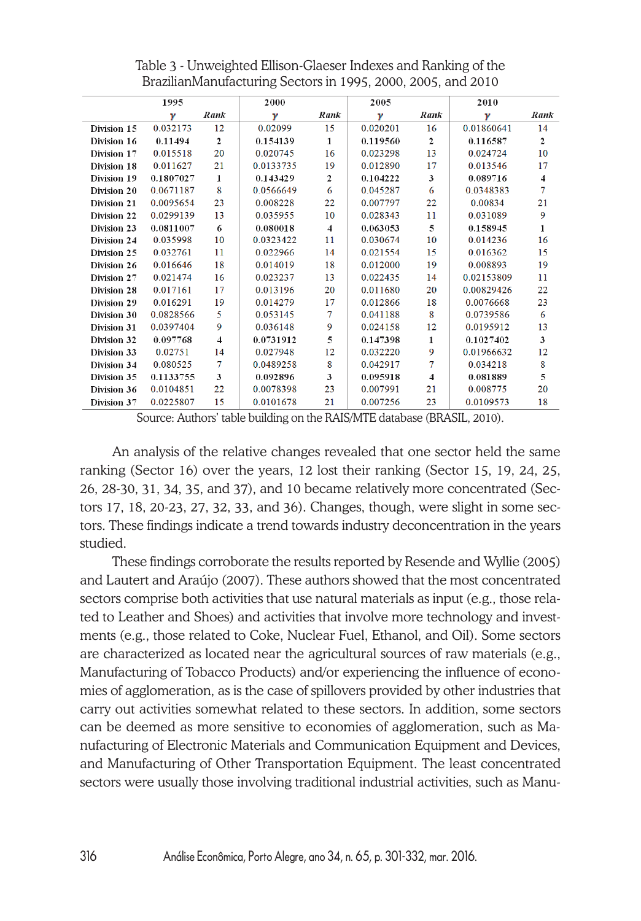Table 3 - Unweighted Ellison-Glaeser Indexes and Ranking of the BrazilianManufacturing Sectors in 1995, 2000, 2005, and 2010

| | 1995 | | 2000 | | 2005 | | 2010 | |
|---|---|---|---|---|---|---|---|---|
| | $\gamma$ | *Rank* | $\gamma$ | *Rank* | $\gamma$ | *Rank* | $\gamma$ | *Rank* |
| Division 15 | 0.032173 | 12 | 0.02099 | 15 | 0.020201 | 16 | 0.01860641 | 14 |
| Division 16 | 0.11494 | 2 | 0.154139 | 1 | 0.119560 | 2 | 0.116587 | 2 |
| Division 17 | 0.015518 | 20 | 0.020745 | 16 | 0.023298 | 13 | 0.024724 | 10 |
| Division 18 | 0.011627 | 21 | 0.0133735 | 19 | 0.012890 | 17 | 0.013546 | 17 |
| Division 19 | 0.1807027 | 1 | 0.143429 | 2 | 0.104222 | 3 | 0.089716 | 4 |
| Division 20 | 0.0671187 | 8 | 0.0566649 | 6 | 0.045287 | 6 | 0.0348383 | 7 |
| Division 21 | 0.0095654 | 23 | 0.008228 | 22 | 0.007797 | 22 | 0.00834 | 21 |
| Division 22 | 0.0299139 | 13 | 0.035955 | 10 | 0.028343 | 11 | 0.031089 | 9 |
| Division 23 | 0.0811007 | 6 | 0.080018 | 4 | 0.063053 | 5 | 0.158945 | 1 |
| Division 24 | 0.035998 | 10 | 0.0323422 | 11 | 0.030674 | 10 | 0.014236 | 16 |
| Division 25 | 0.032761 | 11 | 0.022966 | 14 | 0.021554 | 15 | 0.016362 | 15 |
| Division 26 | 0.016646 | 18 | 0.014019 | 18 | 0.012000 | 19 | 0.008893 | 19 |
| Division 27 | 0.021474 | 16 | 0.023237 | 13 | 0.022435 | 14 | 0.02153809 | 11 |
| Division 28 | 0.017161 | 17 | 0.013196 | 20 | 0.011680 | 20 | 0.00829426 | 22 |
| Division 29 | 0.016291 | 19 | 0.014279 | 17 | 0.012866 | 18 | 0.0076668 | 23 |
| Division 30 | 0.0828566 | 5 | 0.053145 | 7 | 0.041188 | 8 | 0.0739586 | 6 |
| Division 31 | 0.0397404 | 9 | 0.036148 | 9 | 0.024158 | 12 | 0.0195912 | 13 |
| Division 32 | 0.097768 | 4 | 0.0731912 | 5 | 0.147398 | 1 | 0.1027402 | 3 |
| Division 33 | 0.02751 | 14 | 0.027948 | 12 | 0.032220 | 9 | 0.01966632 | 12 |
| Division 34 | 0.080525 | 7 | 0.0489258 | 8 | 0.042917 | 7 | 0.034218 | 8 |
| Division 35 | 0.1133755 | 3 | 0.092896 | 3 | 0.095918 | 4 | 0.081889 | 5 |
| Division 36 | 0.0104851 | 22 | 0.0078398 | 23 | 0.007991 | 21 | 0.008775 | 20 |
| Division 37 | 0.0225807 | 15 | 0.0101678 | 21 | 0.007256 | 23 | 0.0109573 | 18 |

Source: Authors' table building on the RAIS/MTE database (BRASIL, 2010).

An analysis of the relative changes revealed that one sector held the same ranking (Sector 16) over the years, 12 lost their ranking (Sector 15, 19, 24, 25, 26, 28-30, 31, 34, 35, and 37), and 10 became relatively more concentrated (Sectors 17, 18, 20-23, 27, 32, 33, and 36). Changes, though, were slight in some sectors. These findings indicate a trend towards industry deconcentration in the years studied.

These findings corroborate the results reported by Resende and Wyllie (2005) and Lautert and Araújo (2007). These authors showed that the most concentrated sectors comprise both activities that use natural materials as input (e.g., those related to Leather and Shoes) and activities that involve more technology and investments (e.g., those related to Coke, Nuclear Fuel, Ethanol, and Oil). Some sectors are characterized as located near the agricultural sources of raw materials (e.g., Manufacturing of Tobacco Products) and/or experiencing the influence of economies of agglomeration, as is the case of spillovers provided by other industries that carry out activities somewhat related to these sectors. In addition, some sectors can be deemed as more sensitive to economies of agglomeration, such as Manufacturing of Electronic Materials and Communication Equipment and Devices, and Manufacturing of Other Transportation Equipment. The least concentrated sectors were usually those involving traditional industrial activities, such as Manu-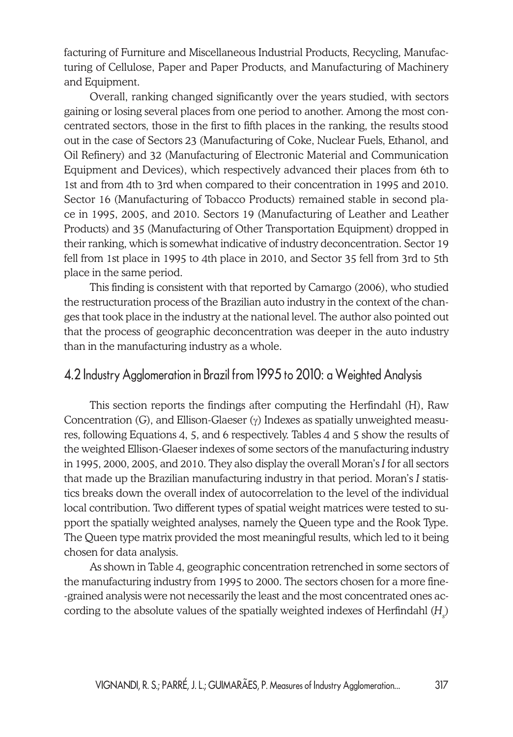facturing of Furniture and Miscellaneous Industrial Products, Recycling, Manufacturing of Cellulose, Paper and Paper Products, and Manufacturing of Machinery and Equipment.

Overall, ranking changed significantly over the years studied, with sectors gaining or losing several places from one period to another. Among the most concentrated sectors, those in the first to fifth places in the ranking, the results stood out in the case of Sectors 23 (Manufacturing of Coke, Nuclear Fuels, Ethanol, and Oil Refinery) and 32 (Manufacturing of Electronic Material and Communication Equipment and Devices), which respectively advanced their places from 6th to 1st and from 4th to 3rd when compared to their concentration in 1995 and 2010. Sector 16 (Manufacturing of Tobacco Products) remained stable in second place in 1995, 2005, and 2010. Sectors 19 (Manufacturing of Leather and Leather Products) and 35 (Manufacturing of Other Transportation Equipment) dropped in their ranking, which is somewhat indicative of industry deconcentration. Sector 19 fell from 1st place in 1995 to 4th place in 2010, and Sector 35 fell from 3rd to 5th place in the same period.

This finding is consistent with that reported by Camargo (2006), who studied the restructuration process of the Brazilian auto industry in the context of the changes that took place in the industry at the national level. The author also pointed out that the process of geographic deconcentration was deeper in the auto industry than in the manufacturing industry as a whole.

## 4.2 Industry Agglomeration in Brazil from 1995 to 2010: a Weighted Analysis

This section reports the findings after computing the Herfindahl (H), Raw Concentration (G), and Ellison-Glaeser ($\gamma$) Indexes as spatially unweighted measures, following Equations 4, 5, and 6 respectively. Tables 4 and 5 show the results of the weighted Ellison-Glaeser indexes of some sectors of the manufacturing industry in 1995, 2000, 2005, and 2010. They also display the overall Moran's *I* for all sectors that made up the Brazilian manufacturing industry in that period. Moran's *I* statistics breaks down the overall index of autocorrelation to the level of the individual local contribution. Two different types of spatial weight matrices were tested to support the spatially weighted analyses, namely the Queen type and the Rook Type. The Queen type matrix provided the most meaningful results, which led to it being chosen for data analysis.

As shown in Table 4, geographic concentration retrenched in some sectors of the manufacturing industry from 1995 to 2000. The sectors chosen for a more fine-grained analysis were not necessarily the least and the most concentrated ones according to the absolute values of the spatially weighted indexes of Herfindahl ($H_s$)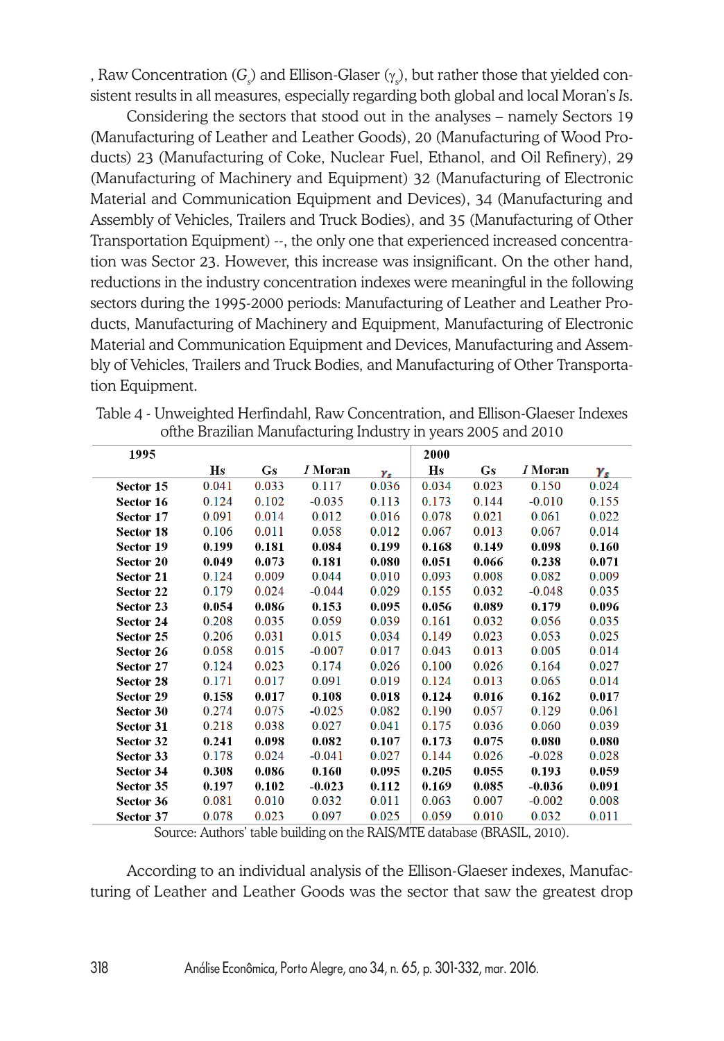, Raw Concentration ($G_s$) and Ellison-Glaser ($\gamma_s$), but rather those that yielded consistent results in all measures, especially regarding both global and local Moran's *I*s.

Considering the sectors that stood out in the analyses – namely Sectors 19 (Manufacturing of Leather and Leather Goods), 20 (Manufacturing of Wood Products) 23 (Manufacturing of Coke, Nuclear Fuel, Ethanol, and Oil Refinery), 29 (Manufacturing of Machinery and Equipment) 32 (Manufacturing of Electronic Material and Communication Equipment and Devices), 34 (Manufacturing and Assembly of Vehicles, Trailers and Truck Bodies), and 35 (Manufacturing of Other Transportation Equipment) --, the only one that experienced increased concentration was Sector 23. However, this increase was insignificant. On the other hand, reductions in the industry concentration indexes were meaningful in the following sectors during the 1995-2000 periods: Manufacturing of Leather and Leather Products, Manufacturing of Machinery and Equipment, Manufacturing of Electronic Material and Communication Equipment and Devices, Manufacturing and Assembly of Vehicles, Trailers and Truck Bodies, and Manufacturing of Other Transportation Equipment.

Table 4 - Unweighted Herfindahl, Raw Concentration, and Ellison-Glaeser Indexes ofthe Brazilian Manufacturing Industry in years 2005 and 2010

| 1995 | | | | | 2000 | | | |
|---|---|---|---|---|---|---|---|---|
| | Hs | Gs | *I* Moran | $\gamma_s$ | Hs | Gs | *I* Moran | $\gamma_s$ |
| **Sector 15** | 0.041 | 0.033 | 0.117 | 0.036 | 0.034 | 0.023 | 0.150 | 0.024 |
| **Sector 16** | 0.124 | 0.102 | -0.035 | 0.113 | 0.173 | 0.144 | -0.010 | 0.155 |
| **Sector 17** | 0.091 | 0.014 | 0.012 | 0.016 | 0.078 | 0.021 | 0.061 | 0.022 |
| **Sector 18** | 0.106 | 0.011 | 0.058 | 0.012 | 0.067 | 0.013 | 0.067 | 0.014 |
| **Sector 19** | **0.199** | **0.181** | **0.084** | **0.199** | **0.168** | **0.149** | **0.098** | **0.160** |
| **Sector 20** | **0.049** | **0.073** | **0.181** | **0.080** | **0.051** | **0.066** | **0.238** | **0.071** |
| **Sector 21** | 0.124 | 0.009 | 0.044 | 0.010 | 0.093 | 0.008 | 0.082 | 0.009 |
| **Sector 22** | 0.179 | 0.024 | -0.044 | 0.029 | 0.155 | 0.032 | -0.048 | 0.035 |
| **Sector 23** | **0.054** | **0.086** | **0.153** | **0.095** | **0.056** | **0.089** | **0.179** | **0.096** |
| **Sector 24** | 0.208 | 0.035 | 0.059 | 0.039 | 0.161 | 0.032 | 0.056 | 0.035 |
| **Sector 25** | 0.206 | 0.031 | 0.015 | 0.034 | 0.149 | 0.023 | 0.053 | 0.025 |
| **Sector 26** | 0.058 | 0.015 | -0.007 | 0.017 | 0.043 | 0.013 | 0.005 | 0.014 |
| **Sector 27** | 0.124 | 0.023 | 0.174 | 0.026 | 0.100 | 0.026 | 0.164 | 0.027 |
| **Sector 28** | 0.171 | 0.017 | 0.091 | 0.019 | 0.124 | 0.013 | 0.065 | 0.014 |
| **Sector 29** | **0.158** | **0.017** | **0.108** | **0.018** | **0.124** | **0.016** | **0.162** | **0.017** |
| **Sector 30** | 0.274 | 0.075 | -0.025 | 0.082 | 0.190 | 0.057 | 0.129 | 0.061 |
| **Sector 31** | 0.218 | 0.038 | 0.027 | 0.041 | 0.175 | 0.036 | 0.060 | 0.039 |
| **Sector 32** | **0.241** | **0.098** | **0.082** | **0.107** | **0.173** | **0.075** | **0.080** | **0.080** |
| **Sector 33** | 0.178 | 0.024 | -0.041 | 0.027 | 0.144 | 0.026 | -0.028 | 0.028 |
| **Sector 34** | **0.308** | **0.086** | **0.160** | **0.095** | **0.205** | **0.055** | **0.193** | **0.059** |
| **Sector 35** | **0.197** | **0.102** | **-0.023** | **0.112** | **0.169** | **0.085** | **-0.036** | **0.091** |
| **Sector 36** | 0.081 | 0.010 | 0.032 | 0.011 | 0.063 | 0.007 | -0.002 | 0.008 |
| **Sector 37** | 0.078 | 0.023 | 0.097 | 0.025 | 0.059 | 0.010 | 0.032 | 0.011 |

Source: Authors' table building on the RAIS/MTE database (BRASIL, 2010).

According to an individual analysis of the Ellison-Glaeser indexes, Manufacturing of Leather and Leather Goods was the sector that saw the greatest drop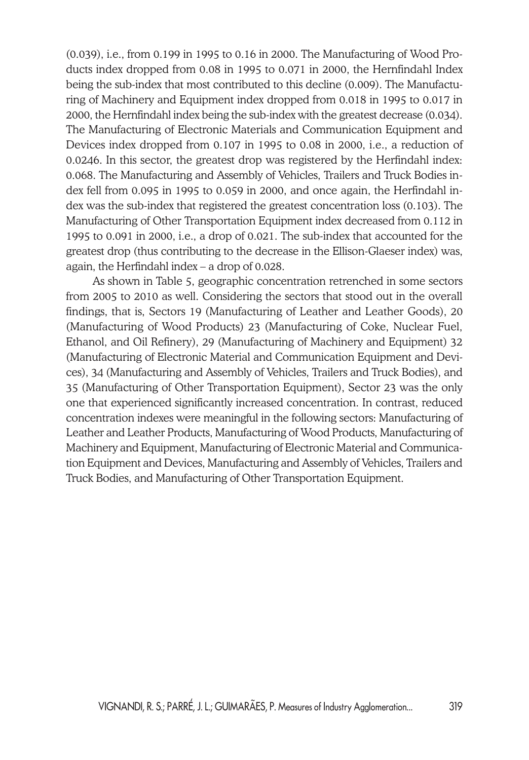(0.039), i.e., from 0.199 in 1995 to 0.16 in 2000. The Manufacturing of Wood Products index dropped from 0.08 in 1995 to 0.071 in 2000, the Hernfindahl Index being the sub-index that most contributed to this decline (0.009). The Manufacturing of Machinery and Equipment index dropped from 0.018 in 1995 to 0.017 in 2000, the Hernfindahl index being the sub-index with the greatest decrease (0.034). The Manufacturing of Electronic Materials and Communication Equipment and Devices index dropped from 0.107 in 1995 to 0.08 in 2000, i.e., a reduction of 0.0246. In this sector, the greatest drop was registered by the Herfindahl index: 0.068. The Manufacturing and Assembly of Vehicles, Trailers and Truck Bodies index fell from 0.095 in 1995 to 0.059 in 2000, and once again, the Herfindahl index was the sub-index that registered the greatest concentration loss (0.103). The Manufacturing of Other Transportation Equipment index decreased from 0.112 in 1995 to 0.091 in 2000, i.e., a drop of 0.021. The sub-index that accounted for the greatest drop (thus contributing to the decrease in the Ellison-Glaeser index) was, again, the Herfindahl index – a drop of 0.028.

As shown in Table 5, geographic concentration retrenched in some sectors from 2005 to 2010 as well. Considering the sectors that stood out in the overall findings, that is, Sectors 19 (Manufacturing of Leather and Leather Goods), 20 (Manufacturing of Wood Products) 23 (Manufacturing of Coke, Nuclear Fuel, Ethanol, and Oil Refinery), 29 (Manufacturing of Machinery and Equipment) 32 (Manufacturing of Electronic Material and Communication Equipment and Devices), 34 (Manufacturing and Assembly of Vehicles, Trailers and Truck Bodies), and 35 (Manufacturing of Other Transportation Equipment), Sector 23 was the only one that experienced significantly increased concentration. In contrast, reduced concentration indexes were meaningful in the following sectors: Manufacturing of Leather and Leather Products, Manufacturing of Wood Products, Manufacturing of Machinery and Equipment, Manufacturing of Electronic Material and Communication Equipment and Devices, Manufacturing and Assembly of Vehicles, Trailers and Truck Bodies, and Manufacturing of Other Transportation Equipment.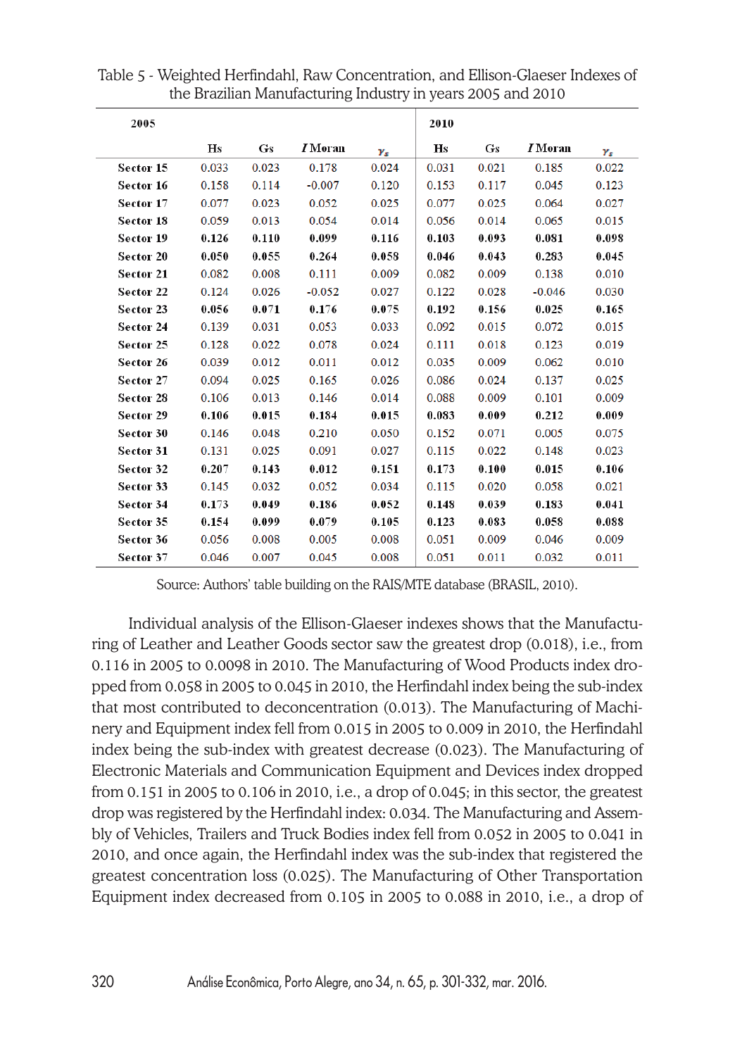Table 5 - Weighted Herfindahl, Raw Concentration, and Ellison-Glaeser Indexes of the Brazilian Manufacturing Industry in years 2005 and 2010

| | 2005 | | | | 2010 | | | |
|---|---|---|---|---|---|---|---|---|
| | Hs | Gs | *I* Moran | $\gamma_s$ | Hs | Gs | *I* Moran | $\gamma_s$ |
| **Sector 15** | 0.033 | 0.023 | 0.178 | 0.024 | 0.031 | 0.021 | 0.185 | 0.022 |
| **Sector 16** | 0.158 | 0.114 | -0.007 | 0.120 | 0.153 | 0.117 | 0.045 | 0.123 |
| **Sector 17** | 0.077 | 0.023 | 0.052 | 0.025 | 0.077 | 0.025 | 0.064 | 0.027 |
| **Sector 18** | 0.059 | 0.013 | 0.054 | 0.014 | 0.056 | 0.014 | 0.065 | 0.015 |
| **Sector 19** | **0.126** | **0.110** | **0.099** | **0.116** | **0.103** | **0.093** | **0.081** | **0.098** |
| **Sector 20** | **0.050** | **0.055** | **0.264** | **0.058** | **0.046** | **0.043** | **0.283** | **0.045** |
| **Sector 21** | 0.082 | 0.008 | 0.111 | 0.009 | 0.082 | 0.009 | 0.138 | 0.010 |
| **Sector 22** | 0.124 | 0.026 | -0.052 | 0.027 | 0.122 | 0.028 | -0.046 | 0.030 |
| **Sector 23** | **0.056** | **0.071** | **0.176** | **0.075** | **0.192** | **0.156** | **0.025** | **0.165** |
| **Sector 24** | 0.139 | 0.031 | 0.053 | 0.033 | 0.092 | 0.015 | 0.072 | 0.015 |
| **Sector 25** | 0.128 | 0.022 | 0.078 | 0.024 | 0.111 | 0.018 | 0.123 | 0.019 |
| **Sector 26** | 0.039 | 0.012 | 0.011 | 0.012 | 0.035 | 0.009 | 0.062 | 0.010 |
| **Sector 27** | 0.094 | 0.025 | 0.165 | 0.026 | 0.086 | 0.024 | 0.137 | 0.025 |
| **Sector 28** | 0.106 | 0.013 | 0.146 | 0.014 | 0.088 | 0.009 | 0.101 | 0.009 |
| **Sector 29** | **0.106** | **0.015** | **0.184** | **0.015** | **0.083** | **0.009** | **0.212** | **0.009** |
| **Sector 30** | 0.146 | 0.048 | 0.210 | 0.050 | 0.152 | 0.071 | 0.005 | 0.075 |
| **Sector 31** | 0.131 | 0.025 | 0.091 | 0.027 | 0.115 | 0.022 | 0.148 | 0.023 |
| **Sector 32** | **0.207** | **0.143** | **0.012** | **0.151** | **0.173** | **0.100** | **0.015** | **0.106** |
| **Sector 33** | 0.145 | 0.032 | 0.052 | 0.034 | 0.115 | 0.020 | 0.058 | 0.021 |
| **Sector 34** | **0.173** | **0.049** | **0.186** | **0.052** | **0.148** | **0.039** | **0.183** | **0.041** |
| **Sector 35** | **0.154** | **0.099** | **0.079** | **0.105** | **0.123** | **0.083** | **0.058** | **0.088** |
| **Sector 36** | 0.056 | 0.008 | 0.005 | 0.008 | 0.051 | 0.009 | 0.046 | 0.009 |
| **Sector 37** | 0.046 | 0.007 | 0.045 | 0.008 | 0.051 | 0.011 | 0.032 | 0.011 |

Source: Authors' table building on the RAIS/MTE database (BRASIL, 2010).

Individual analysis of the Ellison-Glaeser indexes shows that the Manufacturing of Leather and Leather Goods sector saw the greatest drop (0.018), i.e., from 0.116 in 2005 to 0.0098 in 2010. The Manufacturing of Wood Products index dropped from 0.058 in 2005 to 0.045 in 2010, the Herfindahl index being the sub-index that most contributed to deconcentration (0.013). The Manufacturing of Machinery and Equipment index fell from 0.015 in 2005 to 0.009 in 2010, the Herfindahl index being the sub-index with greatest decrease (0.023). The Manufacturing of Electronic Materials and Communication Equipment and Devices index dropped from 0.151 in 2005 to 0.106 in 2010, i.e., a drop of 0.045; in this sector, the greatest drop was registered by the Herfindahl index: 0.034. The Manufacturing and Assembly of Vehicles, Trailers and Truck Bodies index fell from 0.052 in 2005 to 0.041 in 2010, and once again, the Herfindahl index was the sub-index that registered the greatest concentration loss (0.025). The Manufacturing of Other Transportation Equipment index decreased from 0.105 in 2005 to 0.088 in 2010, i.e., a drop of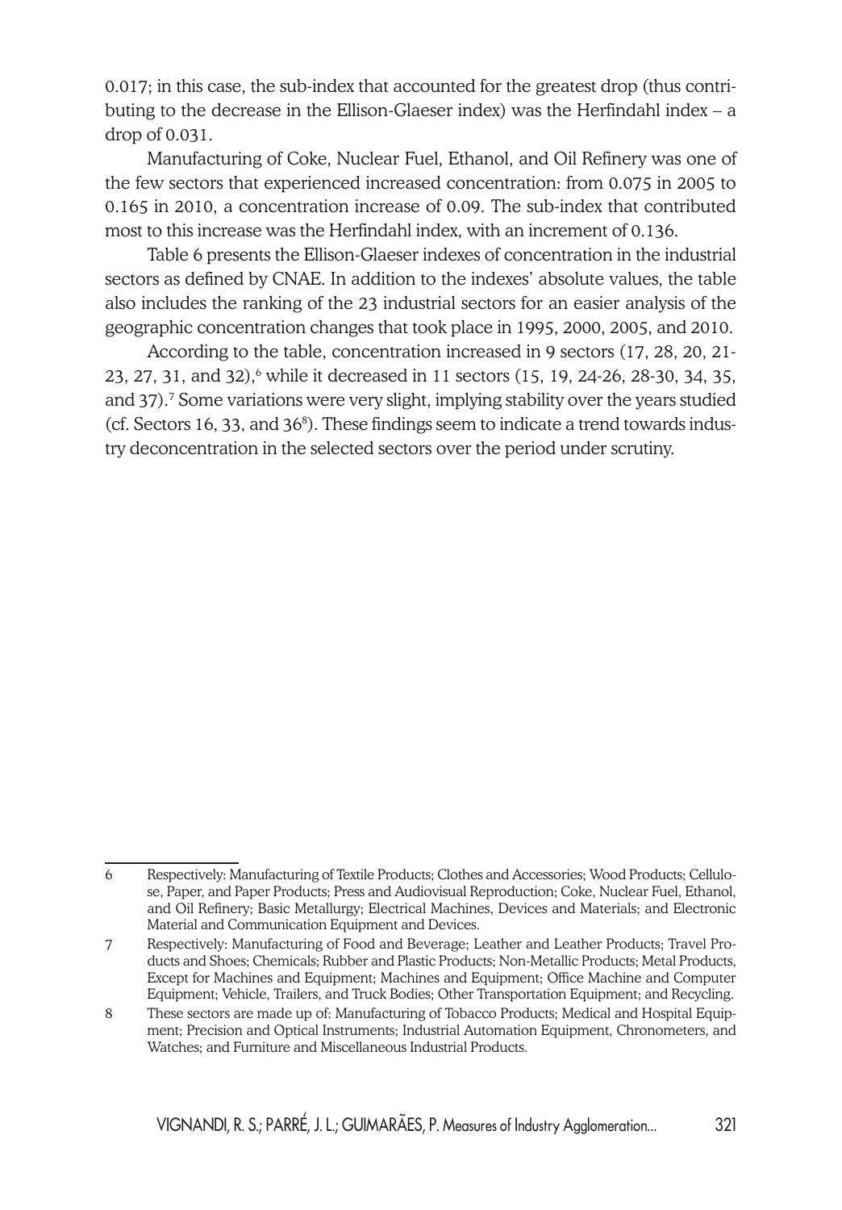0.017; in this case, the sub-index that accounted for the greatest drop (thus contributing to the decrease in the Ellison-Glaeser index) was the Herfindahl index – a drop of 0.031.

Manufacturing of Coke, Nuclear Fuel, Ethanol, and Oil Refinery was one of the few sectors that experienced increased concentration: from 0.075 in 2005 to 0.165 in 2010, a concentration increase of 0.09. The sub-index that contributed most to this increase was the Herfindahl index, with an increment of 0.136.

Table 6 presents the Ellison-Glaeser indexes of concentration in the industrial sectors as defined by CNAE. In addition to the indexes' absolute values, the table also includes the ranking of the 23 industrial sectors for an easier analysis of the geographic concentration changes that took place in 1995, 2000, 2005, and 2010.

According to the table, concentration increased in 9 sectors (17, 28, 20, 21-23, 27, 31, and 32),[6] while it decreased in 11 sectors (15, 19, 24-26, 28-30, 34, 35, and 37).[7] Some variations were very slight, implying stability over the years studied (cf. Sectors 16, 33, and 36[8]). These findings seem to indicate a trend towards industry deconcentration in the selected sectors over the period under scrutiny.

---

6 Respectively: Manufacturing of Textile Products; Clothes and Accessories; Wood Products; Cellulose, Paper, and Paper Products; Press and Audiovisual Reproduction; Coke, Nuclear Fuel, Ethanol, and Oil Refinery; Basic Metallurgy; Electrical Machines, Devices and Materials; and Electronic Material and Communication Equipment and Devices.

7 Respectively: Manufacturing of Food and Beverage; Leather and Leather Products; Travel Products and Shoes; Chemicals; Rubber and Plastic Products; Non-Metallic Products; Metal Products, Except for Machines and Equipment; Machines and Equipment; Office Machine and Computer Equipment; Vehicle, Trailers, and Truck Bodies; Other Transportation Equipment; and Recycling.

8 These sectors are made up of: Manufacturing of Tobacco Products; Medical and Hospital Equipment; Precision and Optical Instruments; Industrial Automation Equipment, Chronometers, and Watches; and Furniture and Miscellaneous Industrial Products.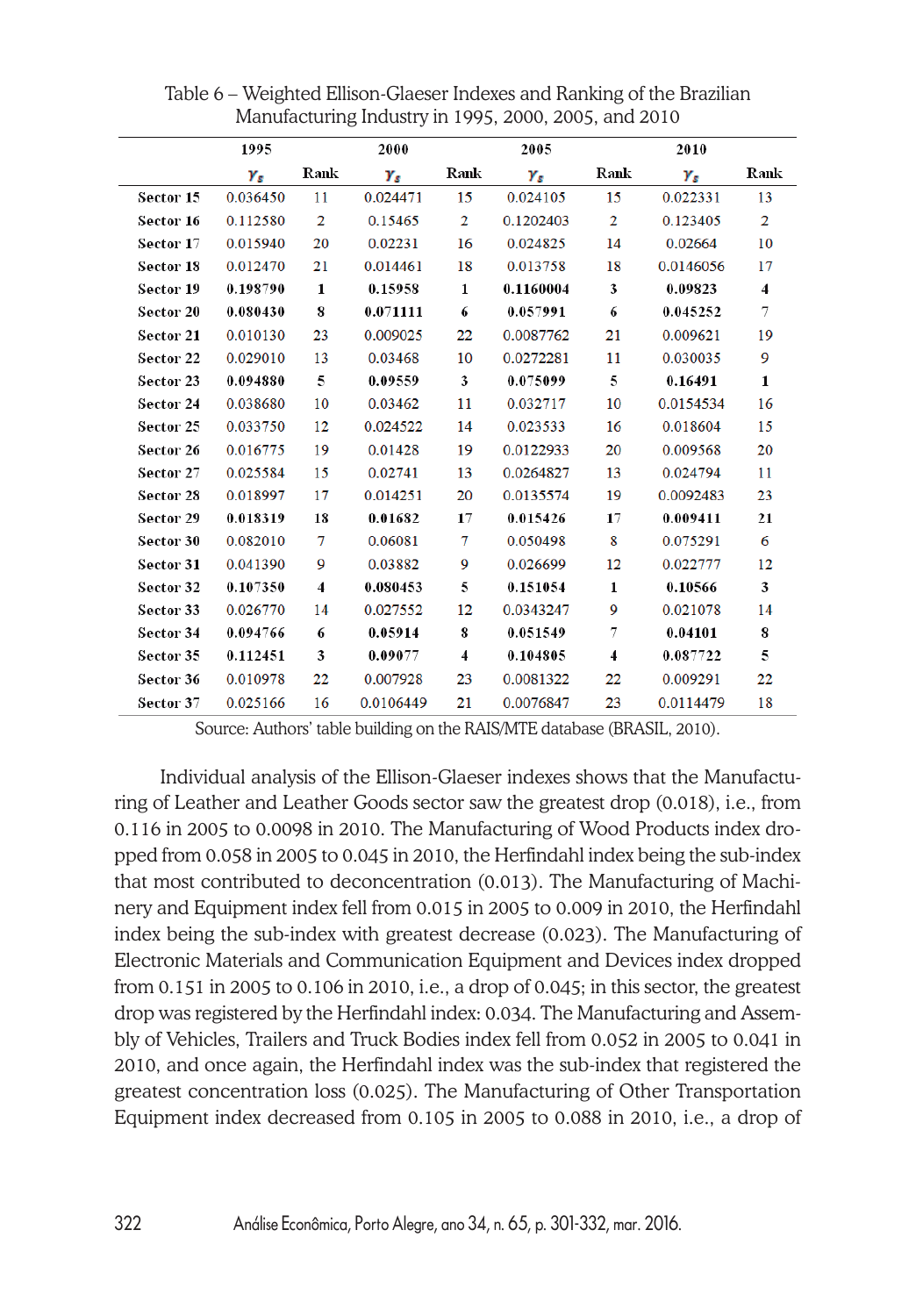Table 6 – Weighted Ellison-Glaeser Indexes and Ranking of the Brazilian Manufacturing Industry in 1995, 2000, 2005, and 2010

| | 1995 | | 2000 | | 2005 | | 2010 | |
|---|---|---|---|---|---|---|---|---|
| | $\gamma_s$ | Rank | $\gamma_s$ | Rank | $\gamma_s$ | Rank | $\gamma_s$ | Rank |
| **Sector 15** | 0.036450 | 11 | 0.024471 | 15 | 0.024105 | 15 | 0.022331 | 13 |
| **Sector 16** | 0.112580 | 2 | 0.15465 | 2 | 0.1202403 | 2 | 0.123405 | 2 |
| **Sector 17** | 0.015940 | 20 | 0.02231 | 16 | 0.024825 | 14 | 0.02664 | 10 |
| **Sector 18** | 0.012470 | 21 | 0.014461 | 18 | 0.013758 | 18 | 0.0146056 | 17 |
| **Sector 19** | **0.198790** | **1** | **0.15958** | **1** | **0.1160004** | **3** | **0.09823** | **4** |
| **Sector 20** | **0.080430** | **8** | **0.071111** | **6** | **0.057991** | **6** | **0.045252** | **7** |
| **Sector 21** | 0.010130 | 23 | 0.009025 | 22 | 0.0087762 | 21 | 0.009621 | 19 |
| **Sector 22** | 0.029010 | 13 | 0.03468 | 10 | 0.0272281 | 11 | 0.030035 | 9 |
| **Sector 23** | **0.094880** | **5** | **0.09559** | **3** | **0.075099** | **5** | **0.16491** | **1** |
| **Sector 24** | 0.038680 | 10 | 0.03462 | 11 | 0.032717 | 10 | 0.0154534 | 16 |
| **Sector 25** | 0.033750 | 12 | 0.024522 | 14 | 0.023533 | 16 | 0.018604 | 15 |
| **Sector 26** | 0.016775 | 19 | 0.01428 | 19 | 0.0122933 | 20 | 0.009568 | 20 |
| **Sector 27** | 0.025584 | 15 | 0.02741 | 13 | 0.0264827 | 13 | 0.024794 | 11 |
| **Sector 28** | 0.018997 | 17 | 0.014251 | 20 | 0.0135574 | 19 | 0.0092483 | 23 |
| **Sector 29** | **0.018319** | **18** | **0.01682** | **17** | **0.015426** | **17** | **0.009411** | **21** |
| **Sector 30** | 0.082010 | 7 | 0.06081 | 7 | 0.050498 | 8 | 0.075291 | 6 |
| **Sector 31** | 0.041390 | 9 | 0.03882 | 9 | 0.026699 | 12 | 0.022777 | 12 |
| **Sector 32** | **0.107350** | **4** | **0.080453** | **5** | **0.151054** | **1** | **0.10566** | **3** |
| **Sector 33** | 0.026770 | 14 | 0.027552 | 12 | 0.0343247 | 9 | 0.021078 | 14 |
| **Sector 34** | **0.094766** | **6** | **0.05914** | **8** | **0.051549** | **7** | **0.04101** | **8** |
| **Sector 35** | **0.112451** | **3** | **0.09077** | **4** | **0.104805** | **4** | **0.087722** | **5** |
| **Sector 36** | 0.010978 | 22 | 0.007928 | 23 | 0.0081322 | 22 | 0.009291 | 22 |
| **Sector 37** | 0.025166 | 16 | 0.0106449 | 21 | 0.0076847 | 23 | 0.0114479 | 18 |

Source: Authors' table building on the RAIS/MTE database (BRASIL, 2010).

Individual analysis of the Ellison-Glaeser indexes shows that the Manufacturing of Leather and Leather Goods sector saw the greatest drop (0.018), i.e., from 0.116 in 2005 to 0.0098 in 2010. The Manufacturing of Wood Products index dropped from 0.058 in 2005 to 0.045 in 2010, the Herfindahl index being the sub-index that most contributed to deconcentration (0.013). The Manufacturing of Machinery and Equipment index fell from 0.015 in 2005 to 0.009 in 2010, the Herfindahl index being the sub-index with greatest decrease (0.023). The Manufacturing of Electronic Materials and Communication Equipment and Devices index dropped from 0.151 in 2005 to 0.106 in 2010, i.e., a drop of 0.045; in this sector, the greatest drop was registered by the Herfindahl index: 0.034. The Manufacturing and Assembly of Vehicles, Trailers and Truck Bodies index fell from 0.052 in 2005 to 0.041 in 2010, and once again, the Herfindahl index was the sub-index that registered the greatest concentration loss (0.025). The Manufacturing of Other Transportation Equipment index decreased from 0.105 in 2005 to 0.088 in 2010, i.e., a drop of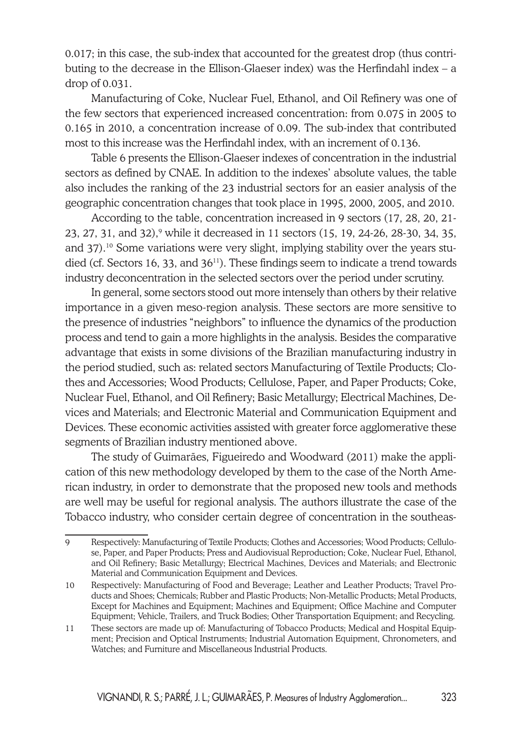0.017; in this case, the sub-index that accounted for the greatest drop (thus contributing to the decrease in the Ellison-Glaeser index) was the Herfindahl index – a drop of 0.031.

Manufacturing of Coke, Nuclear Fuel, Ethanol, and Oil Refinery was one of the few sectors that experienced increased concentration: from 0.075 in 2005 to 0.165 in 2010, a concentration increase of 0.09. The sub-index that contributed most to this increase was the Herfindahl index, with an increment of 0.136.

Table 6 presents the Ellison-Glaeser indexes of concentration in the industrial sectors as defined by CNAE. In addition to the indexes' absolute values, the table also includes the ranking of the 23 industrial sectors for an easier analysis of the geographic concentration changes that took place in 1995, 2000, 2005, and 2010.

According to the table, concentration increased in 9 sectors (17, 28, 20, 21-23, 27, 31, and 32),[9] while it decreased in 11 sectors (15, 19, 24-26, 28-30, 34, 35, and 37).[10] Some variations were very slight, implying stability over the years studied (cf. Sectors 16, 33, and 36[11]). These findings seem to indicate a trend towards industry deconcentration in the selected sectors over the period under scrutiny.

In general, some sectors stood out more intensely than others by their relative importance in a given meso-region analysis. These sectors are more sensitive to the presence of industries "neighbors" to influence the dynamics of the production process and tend to gain a more highlights in the analysis. Besides the comparative advantage that exists in some divisions of the Brazilian manufacturing industry in the period studied, such as: related sectors Manufacturing of Textile Products; Clothes and Accessories; Wood Products; Cellulose, Paper, and Paper Products; Coke, Nuclear Fuel, Ethanol, and Oil Refinery; Basic Metallurgy; Electrical Machines, Devices and Materials; and Electronic Material and Communication Equipment and Devices. These economic activities assisted with greater force agglomerative these segments of Brazilian industry mentioned above.

The study of Guimarães, Figueiredo and Woodward (2011) make the application of this new methodology developed by them to the case of the North American industry, in order to demonstrate that the proposed new tools and methods are well may be useful for regional analysis. The authors illustrate the case of the Tobacco industry, who consider certain degree of concentration in the southeas-

---

9 Respectively: Manufacturing of Textile Products; Clothes and Accessories; Wood Products; Cellulose, Paper, and Paper Products; Press and Audiovisual Reproduction; Coke, Nuclear Fuel, Ethanol, and Oil Refinery; Basic Metallurgy; Electrical Machines, Devices and Materials; and Electronic Material and Communication Equipment and Devices.

10 Respectively: Manufacturing of Food and Beverage; Leather and Leather Products; Travel Products and Shoes; Chemicals; Rubber and Plastic Products; Non-Metallic Products; Metal Products, Except for Machines and Equipment; Machines and Equipment; Office Machine and Computer Equipment; Vehicle, Trailers, and Truck Bodies; Other Transportation Equipment; and Recycling.

11 These sectors are made up of: Manufacturing of Tobacco Products; Medical and Hospital Equipment; Precision and Optical Instruments; Industrial Automation Equipment, Chronometers, and Watches; and Furniture and Miscellaneous Industrial Products.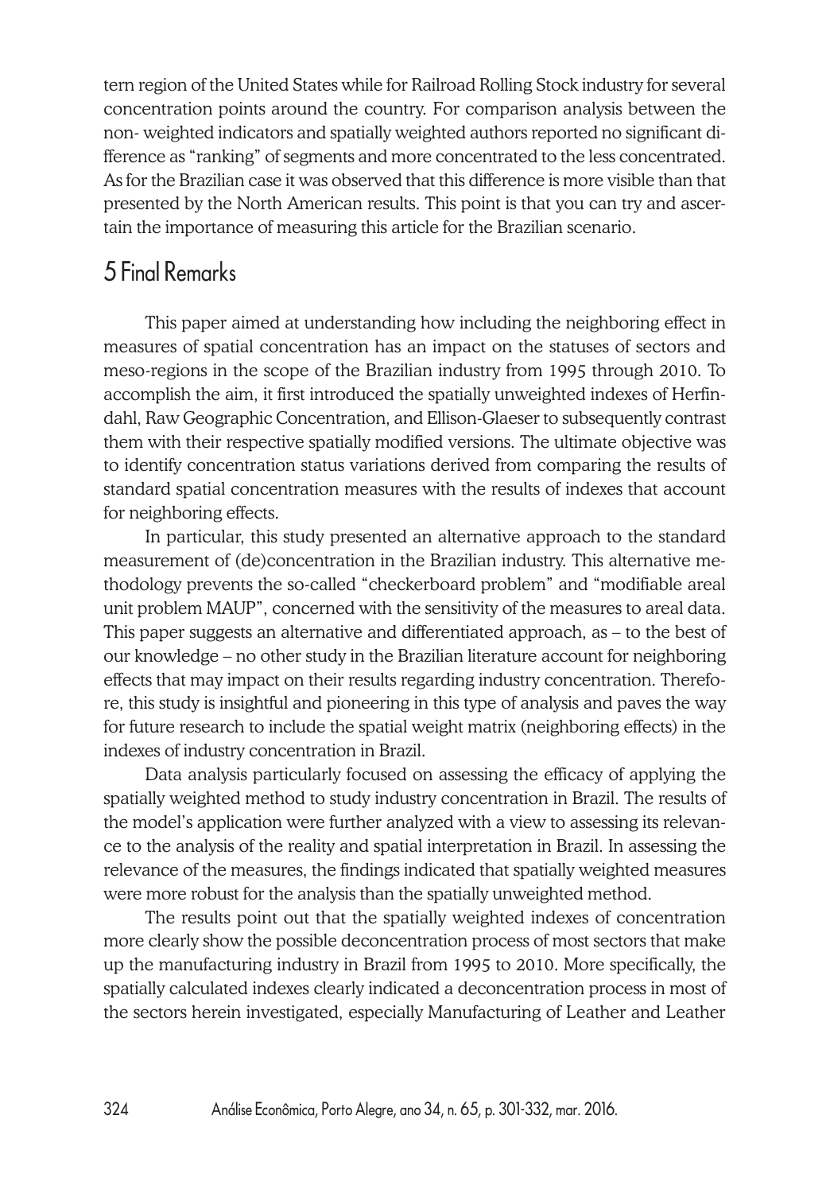tern region of the United States while for Railroad Rolling Stock industry for several concentration points around the country. For comparison analysis between the non- weighted indicators and spatially weighted authors reported no significant difference as "ranking" of segments and more concentrated to the less concentrated. As for the Brazilian case it was observed that this difference is more visible than that presented by the North American results. This point is that you can try and ascertain the importance of measuring this article for the Brazilian scenario.

## 5 Final Remarks

This paper aimed at understanding how including the neighboring effect in measures of spatial concentration has an impact on the statuses of sectors and meso-regions in the scope of the Brazilian industry from 1995 through 2010. To accomplish the aim, it first introduced the spatially unweighted indexes of Herfindahl, Raw Geographic Concentration, and Ellison-Glaeser to subsequently contrast them with their respective spatially modified versions. The ultimate objective was to identify concentration status variations derived from comparing the results of standard spatial concentration measures with the results of indexes that account for neighboring effects.

In particular, this study presented an alternative approach to the standard measurement of (de)concentration in the Brazilian industry. This alternative methodology prevents the so-called "checkerboard problem" and "modifiable areal unit problem MAUP", concerned with the sensitivity of the measures to areal data. This paper suggests an alternative and differentiated approach, as – to the best of our knowledge – no other study in the Brazilian literature account for neighboring effects that may impact on their results regarding industry concentration. Therefore, this study is insightful and pioneering in this type of analysis and paves the way for future research to include the spatial weight matrix (neighboring effects) in the indexes of industry concentration in Brazil.

Data analysis particularly focused on assessing the efficacy of applying the spatially weighted method to study industry concentration in Brazil. The results of the model's application were further analyzed with a view to assessing its relevance to the analysis of the reality and spatial interpretation in Brazil. In assessing the relevance of the measures, the findings indicated that spatially weighted measures were more robust for the analysis than the spatially unweighted method.

The results point out that the spatially weighted indexes of concentration more clearly show the possible deconcentration process of most sectors that make up the manufacturing industry in Brazil from 1995 to 2010. More specifically, the spatially calculated indexes clearly indicated a deconcentration process in most of the sectors herein investigated, especially Manufacturing of Leather and Leather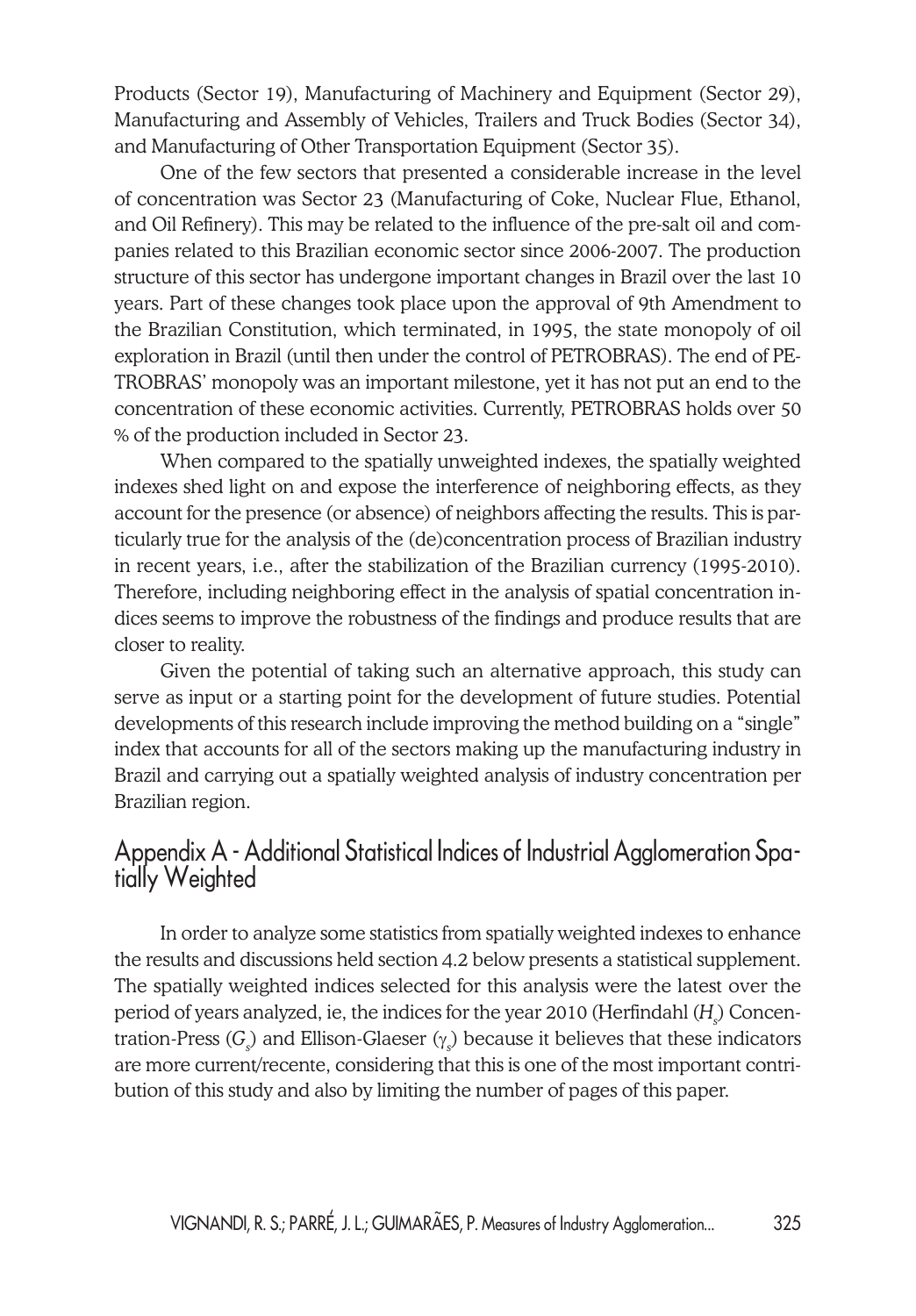Products (Sector 19), Manufacturing of Machinery and Equipment (Sector 29), Manufacturing and Assembly of Vehicles, Trailers and Truck Bodies (Sector 34), and Manufacturing of Other Transportation Equipment (Sector 35).

One of the few sectors that presented a considerable increase in the level of concentration was Sector 23 (Manufacturing of Coke, Nuclear Flue, Ethanol, and Oil Refinery). This may be related to the influence of the pre-salt oil and companies related to this Brazilian economic sector since 2006-2007. The production structure of this sector has undergone important changes in Brazil over the last 10 years. Part of these changes took place upon the approval of 9th Amendment to the Brazilian Constitution, which terminated, in 1995, the state monopoly of oil exploration in Brazil (until then under the control of PETROBRAS). The end of PETROBRAS' monopoly was an important milestone, yet it has not put an end to the concentration of these economic activities. Currently, PETROBRAS holds over 50 % of the production included in Sector 23.

When compared to the spatially unweighted indexes, the spatially weighted indexes shed light on and expose the interference of neighboring effects, as they account for the presence (or absence) of neighbors affecting the results. This is particularly true for the analysis of the (de)concentration process of Brazilian industry in recent years, i.e., after the stabilization of the Brazilian currency (1995-2010). Therefore, including neighboring effect in the analysis of spatial concentration indices seems to improve the robustness of the findings and produce results that are closer to reality.

Given the potential of taking such an alternative approach, this study can serve as input or a starting point for the development of future studies. Potential developments of this research include improving the method building on a "single" index that accounts for all of the sectors making up the manufacturing industry in Brazil and carrying out a spatially weighted analysis of industry concentration per Brazilian region.

## Appendix A - Additional Statistical Indices of Industrial Agglomeration Spatially Weighted

In order to analyze some statistics from spatially weighted indexes to enhance the results and discussions held section 4.2 below presents a statistical supplement. The spatially weighted indices selected for this analysis were the latest over the period of years analyzed, ie, the indices for the year 2010 (Herfindahl ($H_s$) Concentration-Press ($G_s$) and Ellison-Glaeser ($\gamma_s$) because it believes that these indicators are more current/recente, considering that this is one of the most important contribution of this study and also by limiting the number of pages of this paper.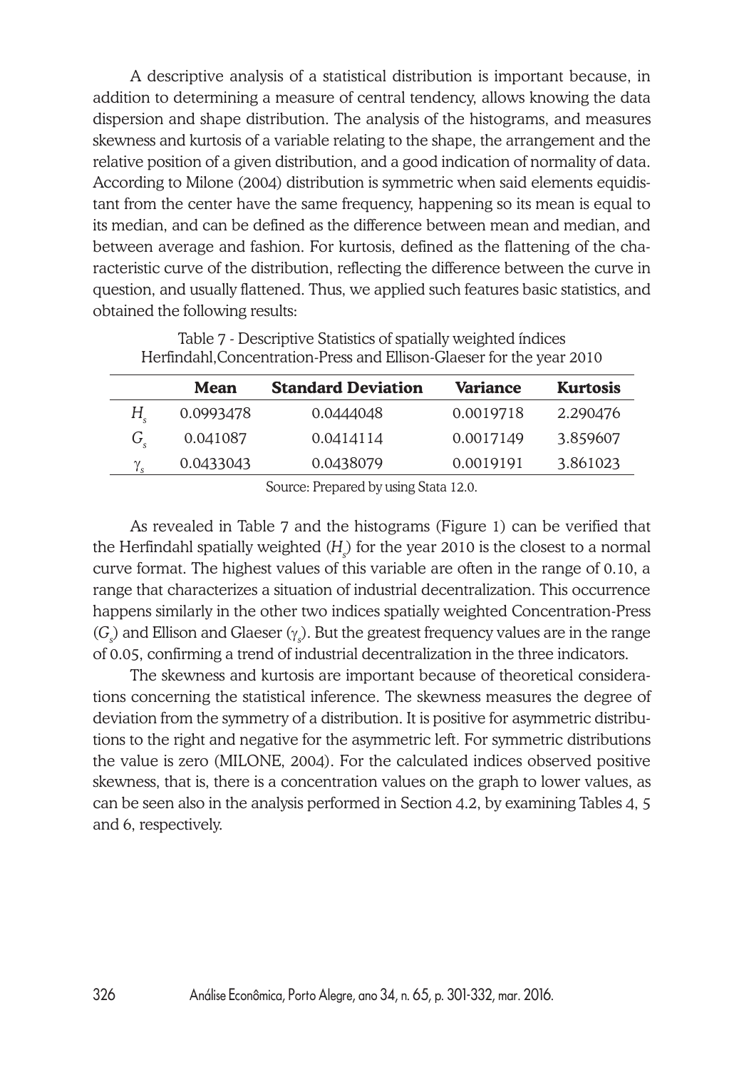A descriptive analysis of a statistical distribution is important because, in addition to determining a measure of central tendency, allows knowing the data dispersion and shape distribution. The analysis of the histograms, and measures skewness and kurtosis of a variable relating to the shape, the arrangement and the relative position of a given distribution, and a good indication of normality of data. According to Milone (2004) distribution is symmetric when said elements equidistant from the center have the same frequency, happening so its mean is equal to its median, and can be defined as the difference between mean and median, and between average and fashion. For kurtosis, defined as the flattening of the characteristic curve of the distribution, reflecting the difference between the curve in question, and usually flattened. Thus, we applied such features basic statistics, and obtained the following results:

Table 7 - Descriptive Statistics of spatially weighted índices Herfindahl,Concentration-Press and Ellison-Glaeser for the year 2010

| | **Mean** | **Standard Deviation** | **Variance** | **Kurtosis** |
|---|---|---|---|---|
| $H_s$ | 0.0993478 | 0.0444048 | 0.0019718 | 2.290476 |
| $G_s$ | 0.041087 | 0.0414114 | 0.0017149 | 3.859607 |
| $\gamma_s$ | 0.0433043 | 0.0438079 | 0.0019191 | 3.861023 |

Source: Prepared by using Stata 12.0.

As revealed in Table 7 and the histograms (Figure 1) can be verified that the Herfindahl spatially weighted ($H_s$) for the year 2010 is the closest to a normal curve format. The highest values of this variable are often in the range of 0.10, a range that characterizes a situation of industrial decentralization. This occurrence happens similarly in the other two indices spatially weighted Concentration-Press ($G_s$) and Ellison and Glaeser ($\gamma_s$). But the greatest frequency values are in the range of 0.05, confirming a trend of industrial decentralization in the three indicators.

The skewness and kurtosis are important because of theoretical considerations concerning the statistical inference. The skewness measures the degree of deviation from the symmetry of a distribution. It is positive for asymmetric distributions to the right and negative for the asymmetric left. For symmetric distributions the value is zero (MILONE, 2004). For the calculated indices observed positive skewness, that is, there is a concentration values on the graph to lower values, as can be seen also in the analysis performed in Section 4.2, by examining Tables 4, 5 and 6, respectively.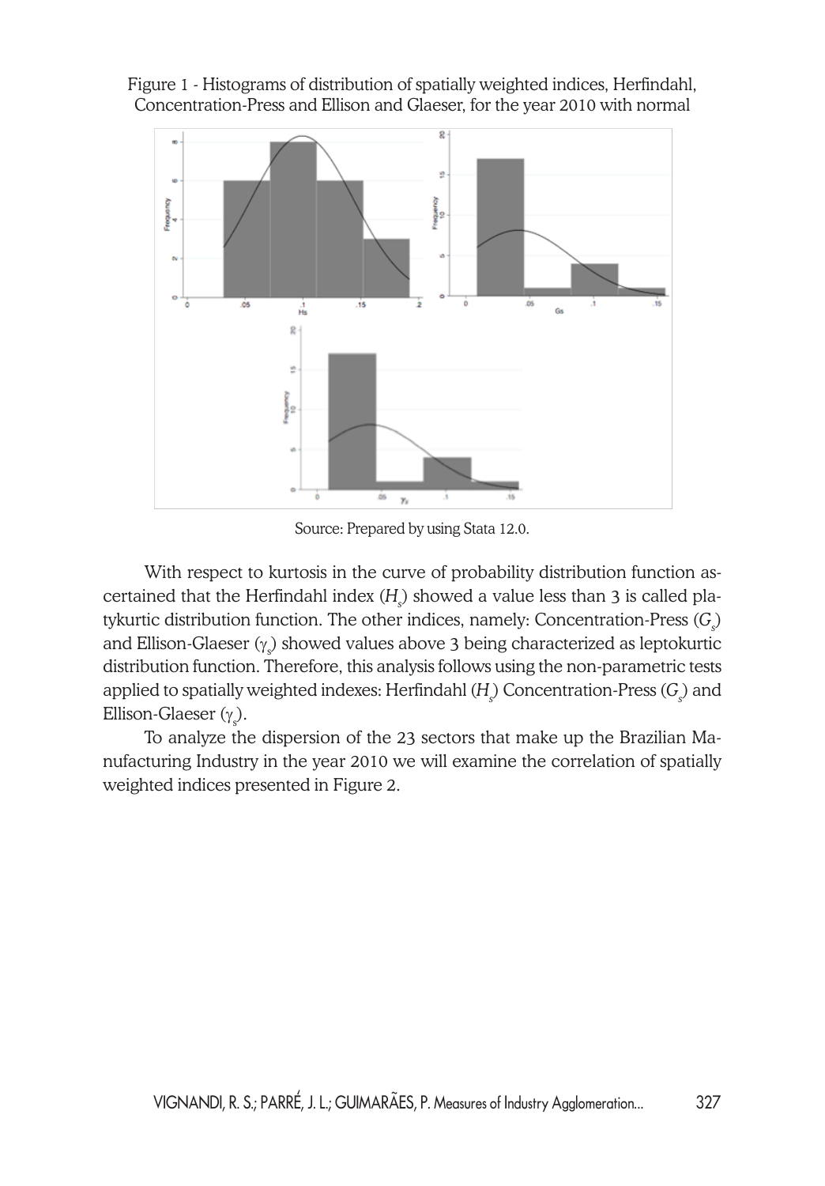Figure 1 - Histograms of distribution of spatially weighted indices, Herfindahl, Concentration-Press and Ellison and Glaeser, for the year 2010 with normal

Source: Prepared by using Stata 12.0.

With respect to kurtosis in the curve of probability distribution function ascertained that the Herfindahl index ($H_s$) showed a value less than 3 is called platykurtic distribution function. The other indices, namely: Concentration-Press ($G_s$) and Ellison-Glaeser ($\gamma_s$) showed values above 3 being characterized as leptokurtic distribution function. Therefore, this analysis follows using the non-parametric tests applied to spatially weighted indexes: Herfindahl ($H_s$) Concentration-Press ($G_s$) and Ellison-Glaeser ($\gamma_s$).

To analyze the dispersion of the 23 sectors that make up the Brazilian Manufacturing Industry in the year 2010 we will examine the correlation of spatially weighted indices presented in Figure 2.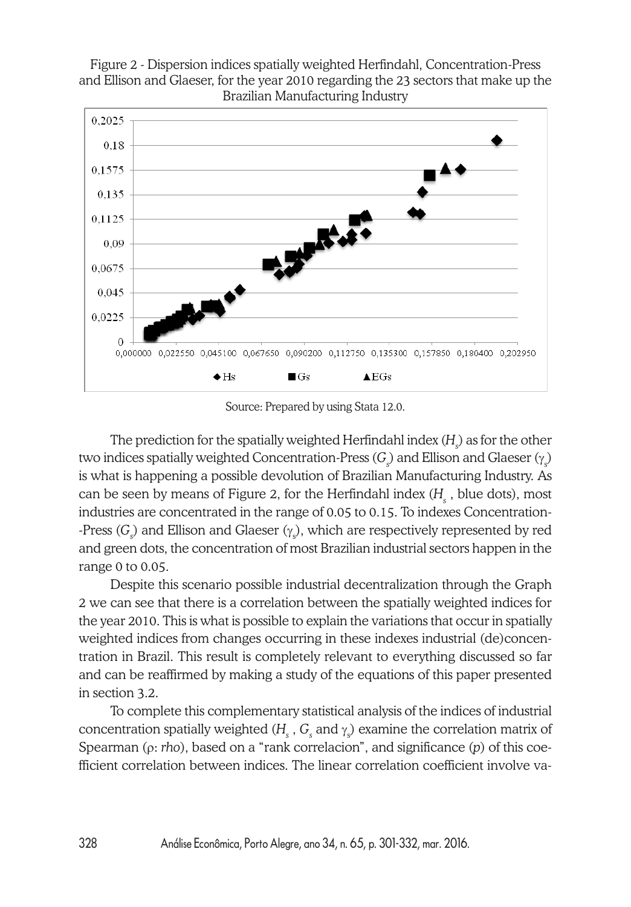Figure 2 - Dispersion indices spatially weighted Herfindahl, Concentration-Press and Ellison and Glaeser, for the year 2010 regarding the 23 sectors that make up the Brazilian Manufacturing Industry

Source: Prepared by using Stata 12.0.

The prediction for the spatially weighted Herfindahl index ($H_s$) as for the other two indices spatially weighted Concentration-Press ($G_s$) and Ellison and Glaeser ($\gamma_s$) is what is happening a possible devolution of Brazilian Manufacturing Industry. As can be seen by means of Figure 2, for the Herfindahl index ($H_s$, blue dots), most industries are concentrated in the range of 0.05 to 0.15. To indexes Concentration--Press ($G_s$) and Ellison and Glaeser ($\gamma_s$), which are respectively represented by red and green dots, the concentration of most Brazilian industrial sectors happen in the range 0 to 0.05.

Despite this scenario possible industrial decentralization through the Graph 2 we can see that there is a correlation between the spatially weighted indices for the year 2010. This is what is possible to explain the variations that occur in spatially weighted indices from changes occurring in these indexes industrial (de)concentration in Brazil. This result is completely relevant to everything discussed so far and can be reaffirmed by making a study of the equations of this paper presented in section 3.2.

To complete this complementary statistical analysis of the indices of industrial concentration spatially weighted ($H_s$, $G_s$ and $\gamma_s$) examine the correlation matrix of Spearman ($\rho$: *rho*), based on a "rank correlacion", and significance (*p*) of this coefficient correlation between indices. The linear correlation coefficient involve va-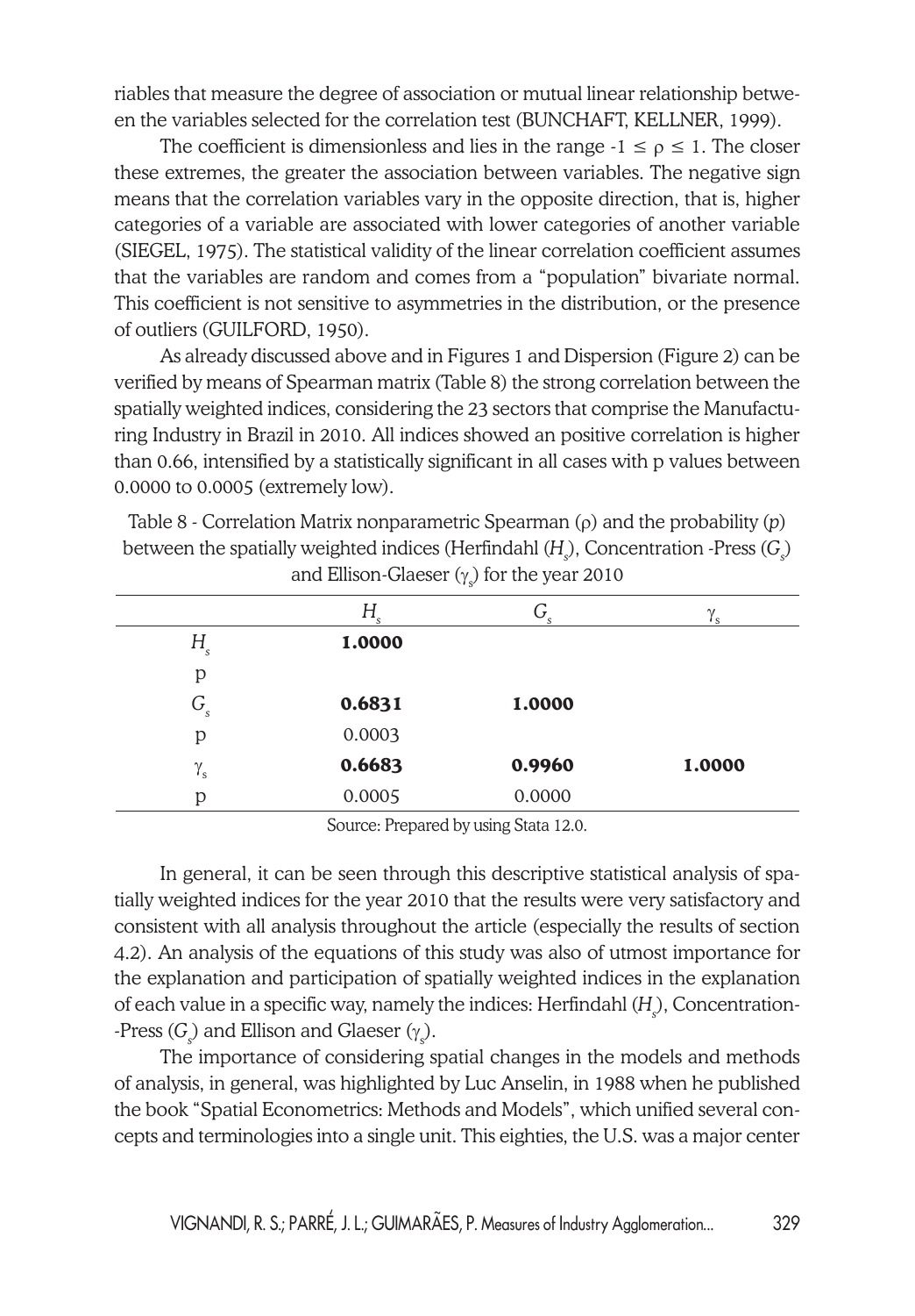riables that measure the degree of association or mutual linear relationship between the variables selected for the correlation test (BUNCHAFT, KELLNER, 1999).

The coefficient is dimensionless and lies in the range $-1 \leq \rho \leq 1$. The closer these extremes, the greater the association between variables. The negative sign means that the correlation variables vary in the opposite direction, that is, higher categories of a variable are associated with lower categories of another variable (SIEGEL, 1975). The statistical validity of the linear correlation coefficient assumes that the variables are random and comes from a "population" bivariate normal. This coefficient is not sensitive to asymmetries in the distribution, or the presence of outliers (GUILFORD, 1950).

As already discussed above and in Figures 1 and Dispersion (Figure 2) can be verified by means of Spearman matrix (Table 8) the strong correlation between the spatially weighted indices, considering the 23 sectors that comprise the Manufacturing Industry in Brazil in 2010. All indices showed an positive correlation is higher than 0.66, intensified by a statistically significant in all cases with p values between 0.0000 to 0.0005 (extremely low).

Table 8 - Correlation Matrix nonparametric Spearman ($\rho$) and the probability ($p$) between the spatially weighted indices (Herfindahl ($H_s$), Concentration -Press ($G_s$) and Ellison-Glaeser ($\gamma_s$) for the year 2010

| | $H_s$ | $G_s$ | $\gamma_s$ |
|---|---|---|---|
| $H_s$ | **1.0000** | | |
| p | | | |
| $G_s$ | **0.6831** | **1.0000** | |
| p | 0.0003 | | |
| $\gamma_s$ | **0.6683** | **0.9960** | **1.0000** |
| p | 0.0005 | 0.0000 | |

Source: Prepared by using Stata 12.0.

In general, it can be seen through this descriptive statistical analysis of spatially weighted indices for the year 2010 that the results were very satisfactory and consistent with all analysis throughout the article (especially the results of section 4.2). An analysis of the equations of this study was also of utmost importance for the explanation and participation of spatially weighted indices in the explanation of each value in a specific way, namely the indices: Herfindahl ($H_s$), Concentration-Press ($G_s$) and Ellison and Glaeser ($\gamma_s$).

The importance of considering spatial changes in the models and methods of analysis, in general, was highlighted by Luc Anselin, in 1988 when he published the book "Spatial Econometrics: Methods and Models", which unified several concepts and terminologies into a single unit. This eighties, the U.S. was a major center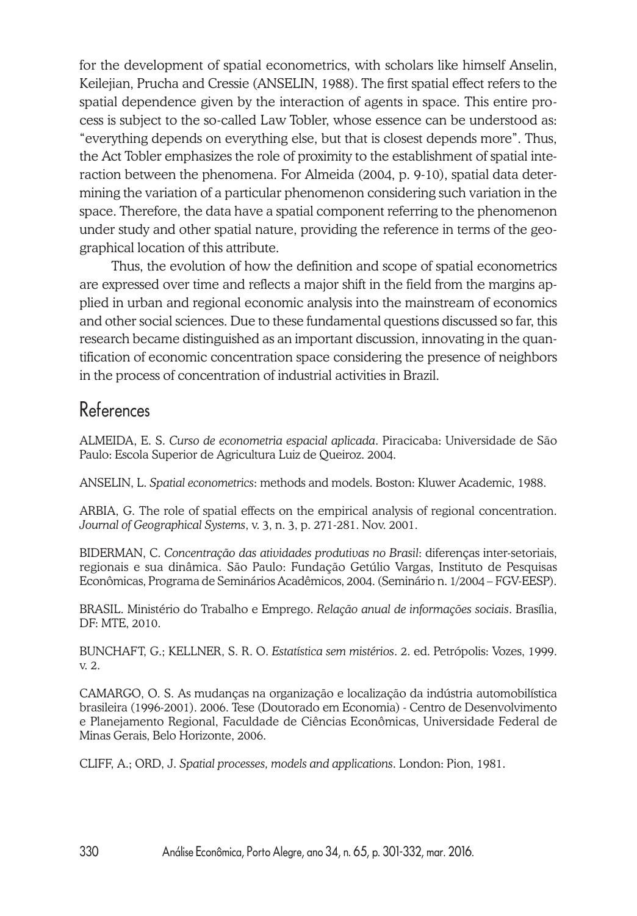for the development of spatial econometrics, with scholars like himself Anselin, Keilejian, Prucha and Cressie (ANSELIN, 1988). The first spatial effect refers to the spatial dependence given by the interaction of agents in space. This entire process is subject to the so-called Law Tobler, whose essence can be understood as: "everything depends on everything else, but that is closest depends more". Thus, the Act Tobler emphasizes the role of proximity to the establishment of spatial interaction between the phenomena. For Almeida (2004, p. 9-10), spatial data determining the variation of a particular phenomenon considering such variation in the space. Therefore, the data have a spatial component referring to the phenomenon under study and other spatial nature, providing the reference in terms of the geographical location of this attribute.

Thus, the evolution of how the definition and scope of spatial econometrics are expressed over time and reflects a major shift in the field from the margins applied in urban and regional economic analysis into the mainstream of economics and other social sciences. Due to these fundamental questions discussed so far, this research became distinguished as an important discussion, innovating in the quantification of economic concentration space considering the presence of neighbors in the process of concentration of industrial activities in Brazil.

## References

ALMEIDA, E. S. *Curso de econometria espacial aplicada*. Piracicaba: Universidade de São Paulo: Escola Superior de Agricultura Luiz de Queiroz. 2004.

ANSELIN, L. *Spatial econometrics*: methods and models. Boston: Kluwer Academic, 1988.

ARBIA, G. The role of spatial effects on the empirical analysis of regional concentration. *Journal of Geographical Systems*, v. 3, n. 3, p. 271-281. Nov. 2001.

BIDERMAN, C. *Concentração das atividades produtivas no Brasil*: diferenças inter-setoriais, regionais e sua dinâmica. São Paulo: Fundação Getúlio Vargas, Instituto de Pesquisas Econômicas, Programa de Seminários Acadêmicos, 2004. (Seminário n. 1/2004 – FGV-EESP).

BRASIL. Ministério do Trabalho e Emprego. *Relação anual de informações sociais*. Brasília, DF: MTE, 2010.

BUNCHAFT, G.; KELLNER, S. R. O. *Estatística sem mistérios*. 2. ed. Petrópolis: Vozes, 1999. v. 2.

CAMARGO, O. S. As mudanças na organização e localização da indústria automobilística brasileira (1996-2001). 2006. Tese (Doutorado em Economia) - Centro de Desenvolvimento e Planejamento Regional, Faculdade de Ciências Econômicas, Universidade Federal de Minas Gerais, Belo Horizonte, 2006.

CLIFF, A.; ORD, J. *Spatial processes, models and applications*. London: Pion, 1981.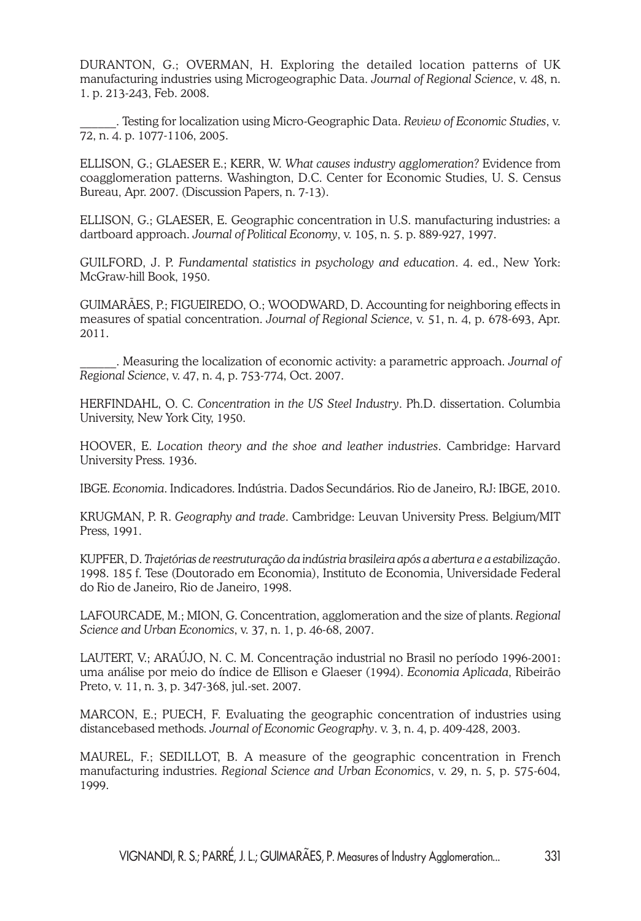DURANTON, G.; OVERMAN, H. Exploring the detailed location patterns of UK manufacturing industries using Microgeographic Data. *Journal of Regional Science*, v. 48, n. 1. p. 213-243, Feb. 2008.

______. Testing for localization using Micro-Geographic Data. *Review of Economic Studies*, v. 72, n. 4. p. 1077-1106, 2005.

ELLISON, G.; GLAESER E.; KERR, W. *What causes industry agglomeration?* Evidence from coagglomeration patterns. Washington, D.C. Center for Economic Studies, U. S. Census Bureau, Apr. 2007. (Discussion Papers, n. 7-13).

ELLISON, G.; GLAESER, E. Geographic concentration in U.S. manufacturing industries: a dartboard approach. *Journal of Political Economy*, v. 105, n. 5. p. 889-927, 1997.

GUILFORD, J. P. *Fundamental statistics in psychology and education*. 4. ed., New York: McGraw-hill Book, 1950.

GUIMARÃES, P.; FIGUEIREDO, O.; WOODWARD, D. Accounting for neighboring effects in measures of spatial concentration. *Journal of Regional Science*, v. 51, n. 4, p. 678-693, Apr. 2011.

______. Measuring the localization of economic activity: a parametric approach. *Journal of Regional Science*, v. 47, n. 4, p. 753-774, Oct. 2007.

HERFINDAHL, O. C. *Concentration in the US Steel Industry*. Ph.D. dissertation. Columbia University, New York City, 1950.

HOOVER, E. *Location theory and the shoe and leather industries*. Cambridge: Harvard University Press. 1936.

IBGE. *Economia*. Indicadores. Indústria. Dados Secundários. Rio de Janeiro, RJ: IBGE, 2010.

KRUGMAN, P. R. *Geography and trade*. Cambridge: Leuvan University Press. Belgium/MIT Press, 1991.

KUPFER, D. *Trajetórias de reestruturação da indústria brasileira após a abertura e a estabilização*. 1998. 185 f. Tese (Doutorado em Economia), Instituto de Economia, Universidade Federal do Rio de Janeiro, Rio de Janeiro, 1998.

LAFOURCADE, M.; MION, G. Concentration, agglomeration and the size of plants. *Regional Science and Urban Economics*, v. 37, n. 1, p. 46-68, 2007.

LAUTERT, V.; ARAÚJO, N. C. M. Concentração industrial no Brasil no período 1996-2001: uma análise por meio do índice de Ellison e Glaeser (1994). *Economia Aplicada*, Ribeirão Preto, v. 11, n. 3, p. 347-368, jul.-set. 2007.

MARCON, E.; PUECH, F. Evaluating the geographic concentration of industries using distancebased methods. *Journal of Economic Geography*. v. 3, n. 4, p. 409-428, 2003.

MAUREL, F.; SEDILLOT, B. A measure of the geographic concentration in French manufacturing industries. *Regional Science and Urban Economics*, v. 29, n. 5, p. 575-604, 1999.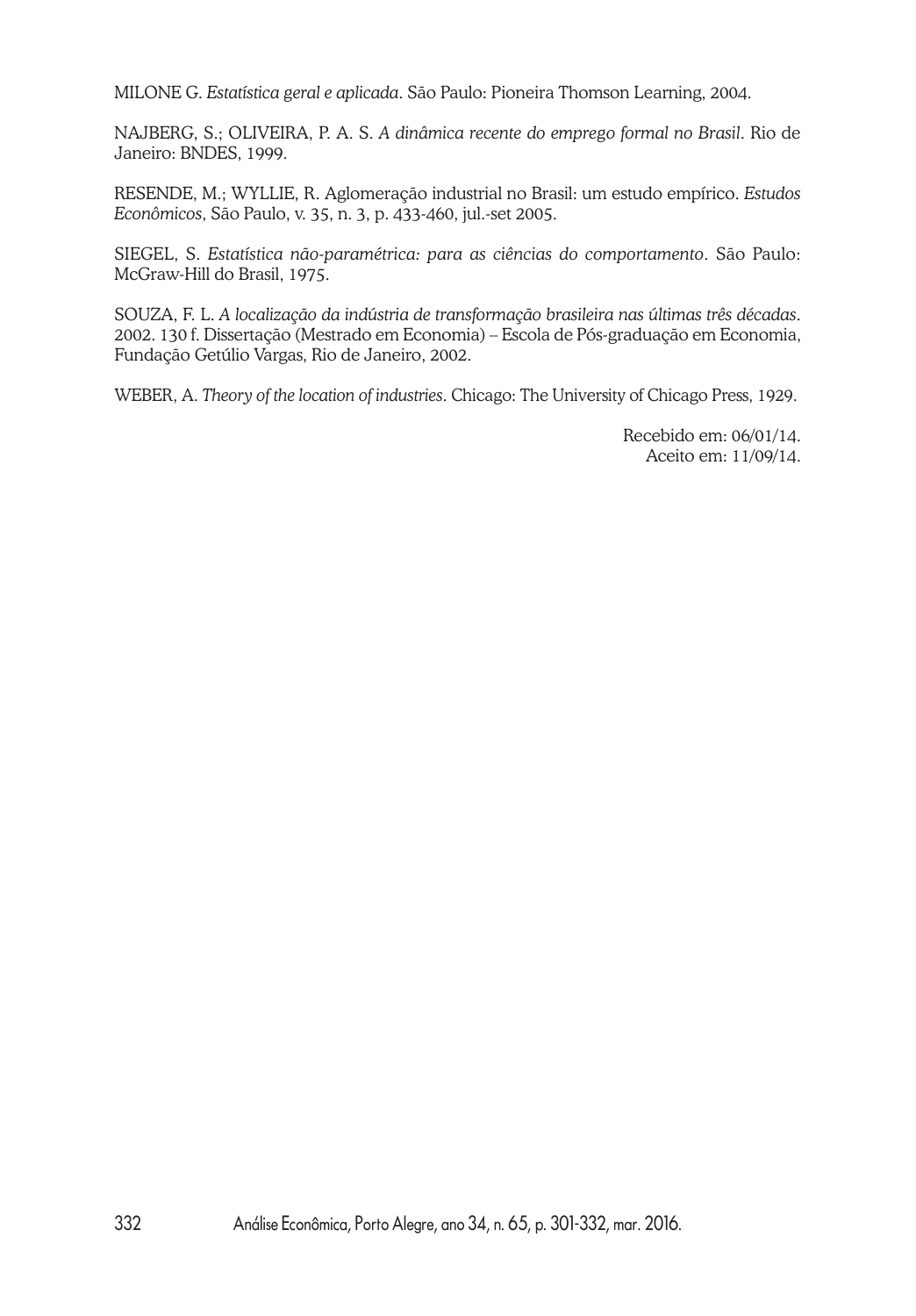MILONE G. *Estatística geral e aplicada*. São Paulo: Pioneira Thomson Learning, 2004.

NAJBERG, S.; OLIVEIRA, P. A. S. *A dinâmica recente do emprego formal no Brasil*. Rio de Janeiro: BNDES, 1999.

RESENDE, M.; WYLLIE, R. Aglomeração industrial no Brasil: um estudo empírico. *Estudos Econômicos*, São Paulo, v. 35, n. 3, p. 433-460, jul.-set 2005.

SIEGEL, S. *Estatística não-paramétrica: para as ciências do comportamento*. São Paulo: McGraw-Hill do Brasil, 1975.

SOUZA, F. L. *A localização da indústria de transformação brasileira nas últimas três décadas*. 2002. 130 f. Dissertação (Mestrado em Economia) – Escola de Pós-graduação em Economia, Fundação Getúlio Vargas, Rio de Janeiro, 2002.

WEBER, A. *Theory of the location of industries*. Chicago: The University of Chicago Press, 1929.

Recebido em: 06/01/14.
Aceito em: 11/09/14.